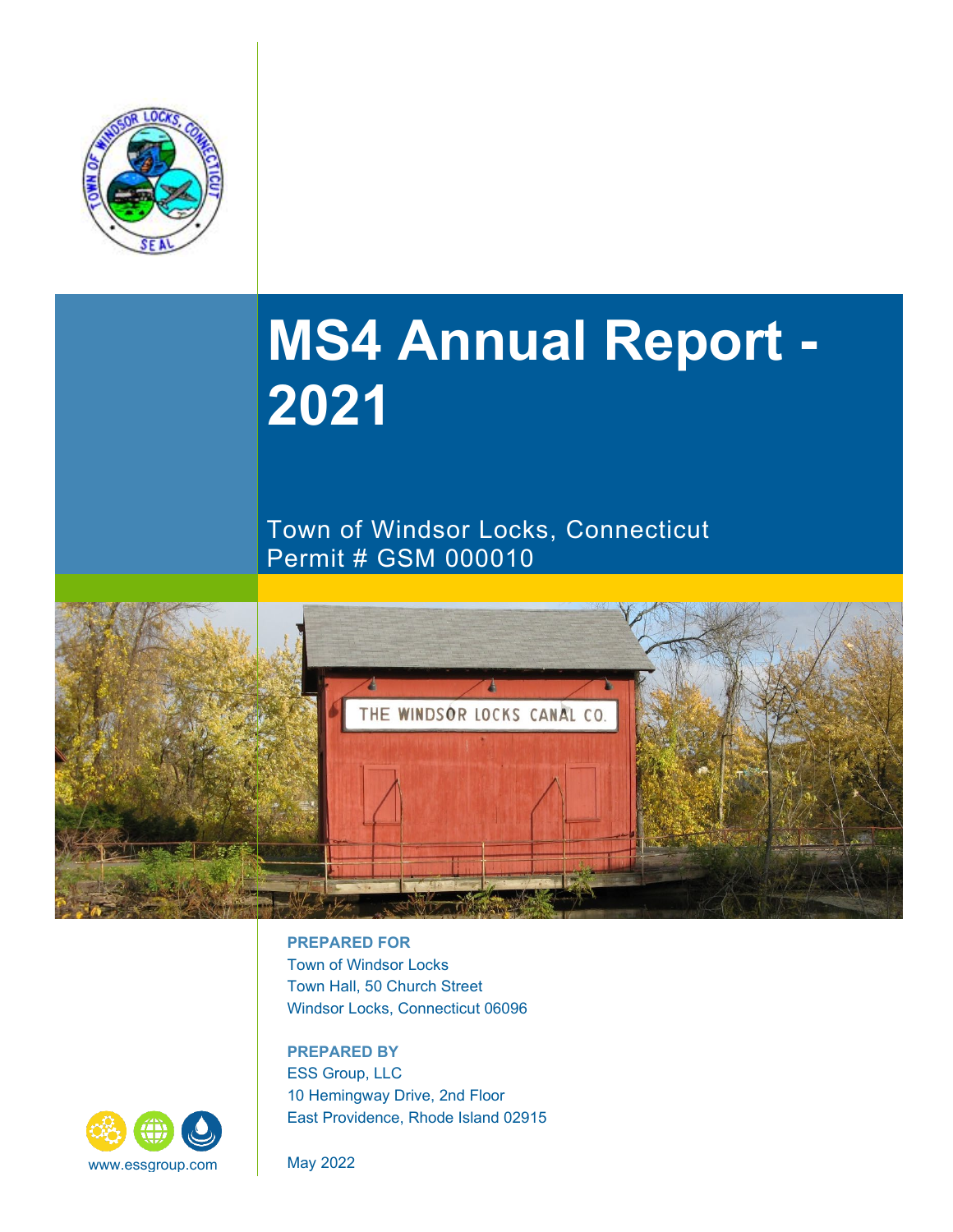# MS4 Annual Report - 2021

Town of Windsor Locks, Connecticut
Permit # GSM 000010

**PREPARED FOR**
Town of Windsor Locks
Town Hall, 50 Church Street
Windsor Locks, Connecticut 06096

**PREPARED BY**
ESS Group, LLC
10 Hemingway Drive, 2nd Floor
East Providence, Rhode Island 02915

www.essgroup.com

May 2022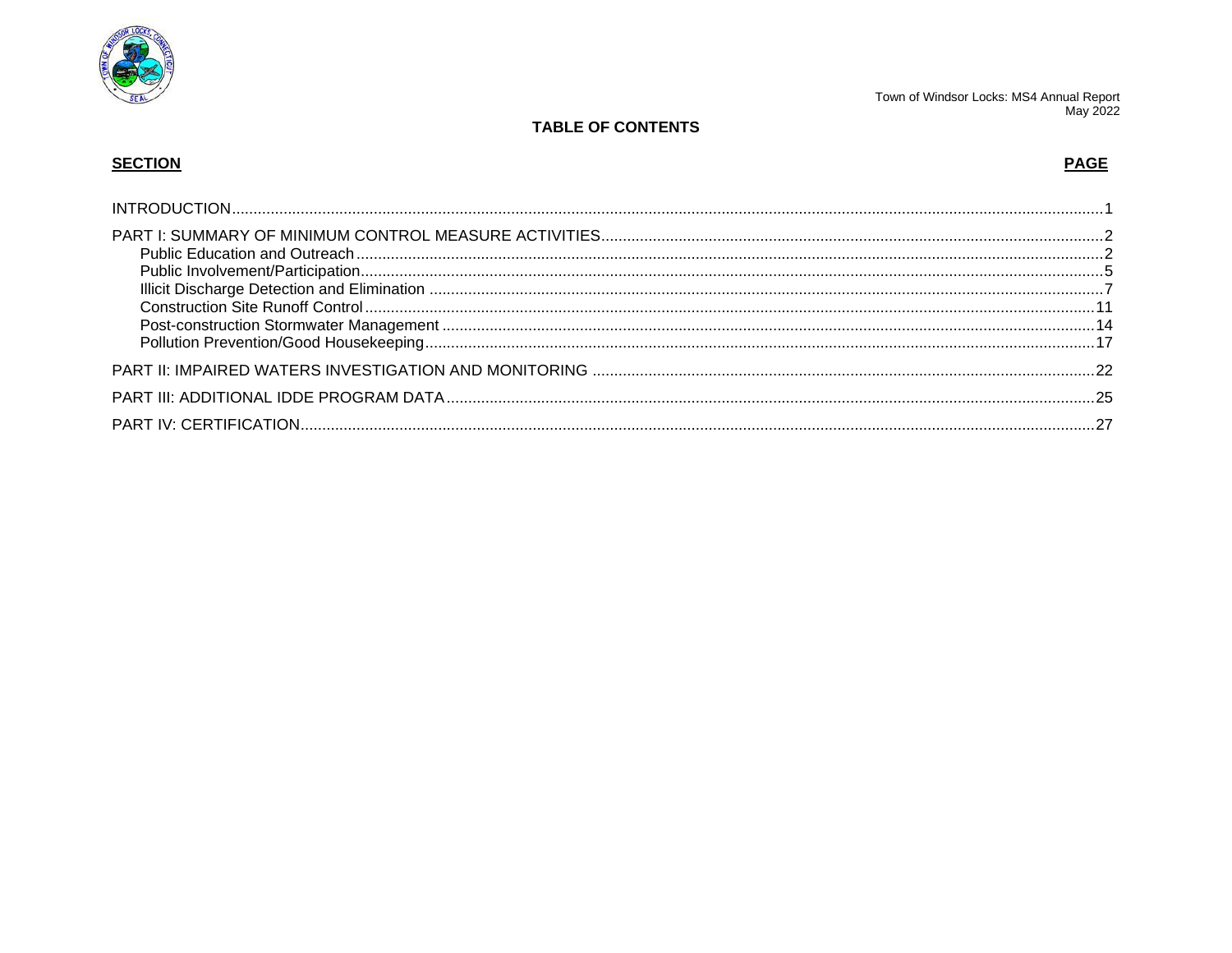# TABLE OF CONTENTS

| SECTION | PAGE |
|---|---|
| INTRODUCTION | 1 |
| PART I: SUMMARY OF MINIMUM CONTROL MEASURE ACTIVITIES | 2 |
| Public Education and Outreach | 2 |
| Public Involvement/Participation | 5 |
| Illicit Discharge Detection and Elimination | 7 |
| Construction Site Runoff Control | 11 |
| Post-construction Stormwater Management | 14 |
| Pollution Prevention/Good Housekeeping | 17 |
| PART II: IMPAIRED WATERS INVESTIGATION AND MONITORING | 22 |
| PART III: ADDITIONAL IDDE PROGRAM DATA | 25 |
| PART IV: CERTIFICATION | 27 |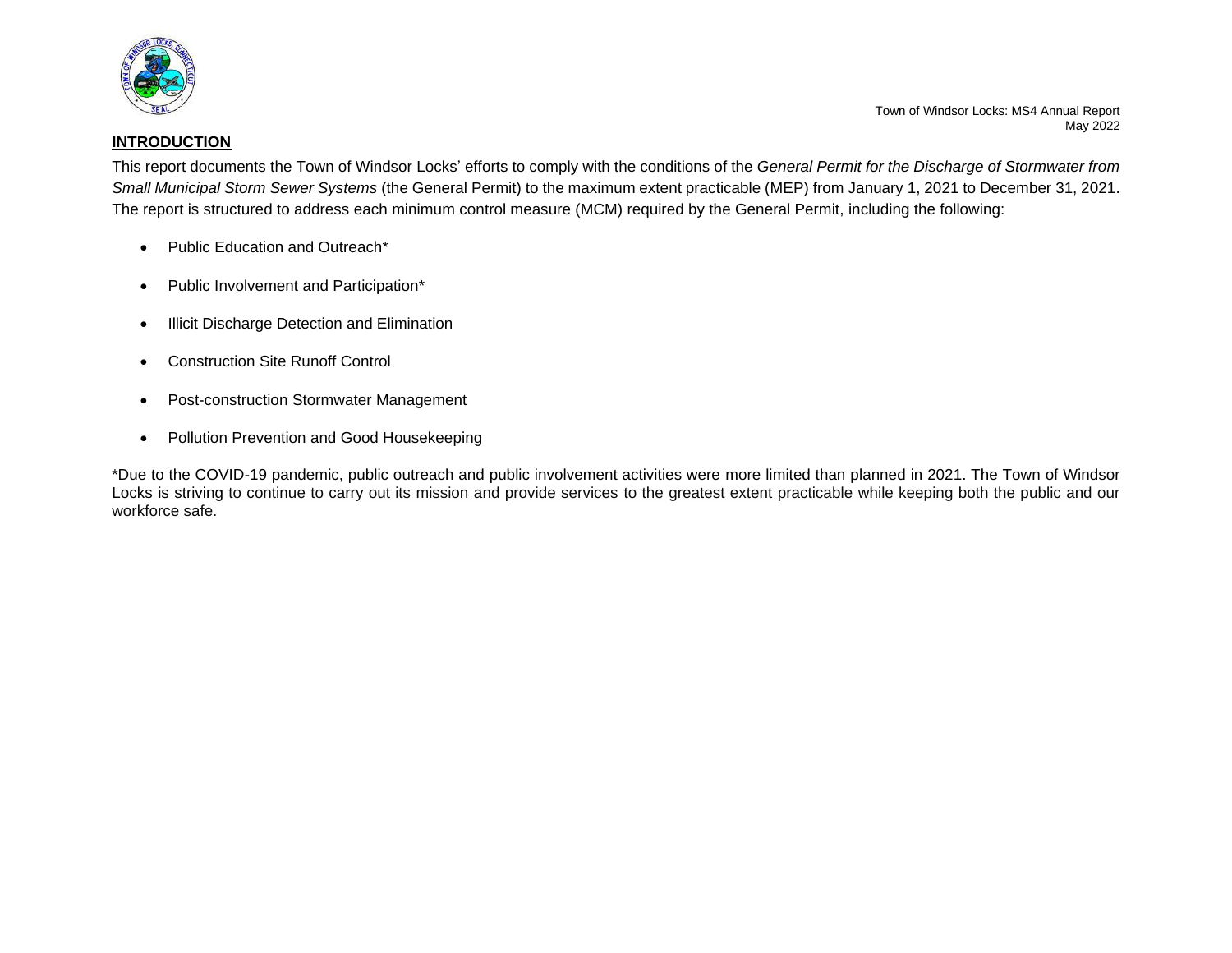## INTRODUCTION

This report documents the Town of Windsor Locks' efforts to comply with the conditions of the *General Permit for the Discharge of Stormwater from Small Municipal Storm Sewer Systems* (the General Permit) to the maximum extent practicable (MEP) from January 1, 2021 to December 31, 2021. The report is structured to address each minimum control measure (MCM) required by the General Permit, including the following:

- Public Education and Outreach*
- Public Involvement and Participation*
- Illicit Discharge Detection and Elimination
- Construction Site Runoff Control
- Post-construction Stormwater Management
- Pollution Prevention and Good Housekeeping

*Due to the COVID-19 pandemic, public outreach and public involvement activities were more limited than planned in 2021. The Town of Windsor Locks is striving to continue to carry out its mission and provide services to the greatest extent practicable while keeping both the public and our workforce safe.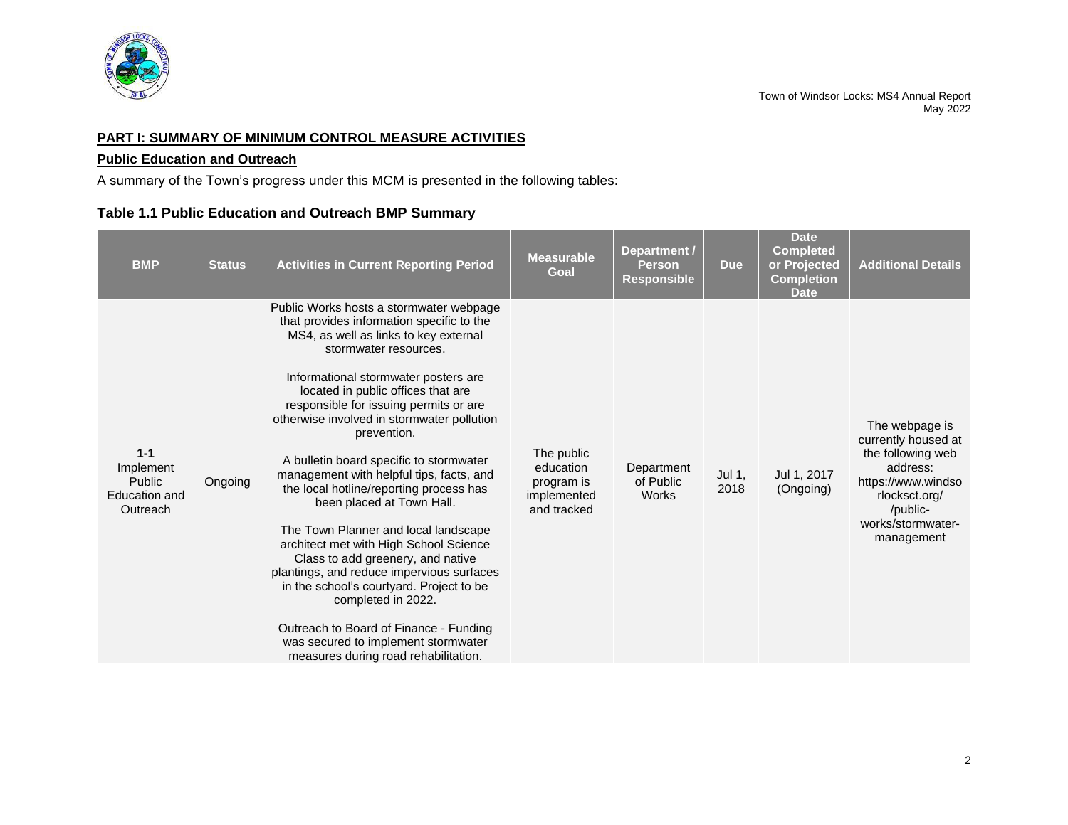## PART I: SUMMARY OF MINIMUM CONTROL MEASURE ACTIVITIES

### Public Education and Outreach

A summary of the Town's progress under this MCM is presented in the following tables:

### Table 1.1 Public Education and Outreach BMP Summary

| BMP | Status | Activities in Current Reporting Period | Measurable Goal | Department / Person Responsible | Due | Date Completed or Projected Completion Date | Additional Details |
|---|---|---|---|---|---|---|---|
| **1-1** Implement Public Education and Outreach | Ongoing | Public Works hosts a stormwater webpage that provides information specific to the MS4, as well as links to key external stormwater resources.<br><br>Informational stormwater posters are located in public offices that are responsible for issuing permits or are otherwise involved in stormwater pollution prevention.<br><br>A bulletin board specific to stormwater management with helpful tips, facts, and the local hotline/reporting process has been placed at Town Hall.<br><br>The Town Planner and local landscape architect met with High School Science Class to add greenery, and native plantings, and reduce impervious surfaces in the school's courtyard. Project to be completed in 2022.<br><br>Outreach to Board of Finance - Funding was secured to implement stormwater measures during road rehabilitation. | The public education program is implemented and tracked | Department of Public Works | Jul 1, 2018 | Jul 1, 2017 (Ongoing) | The webpage is currently housed at the following web address: https://www.windsorlocksct.org//public-works/stormwater-management |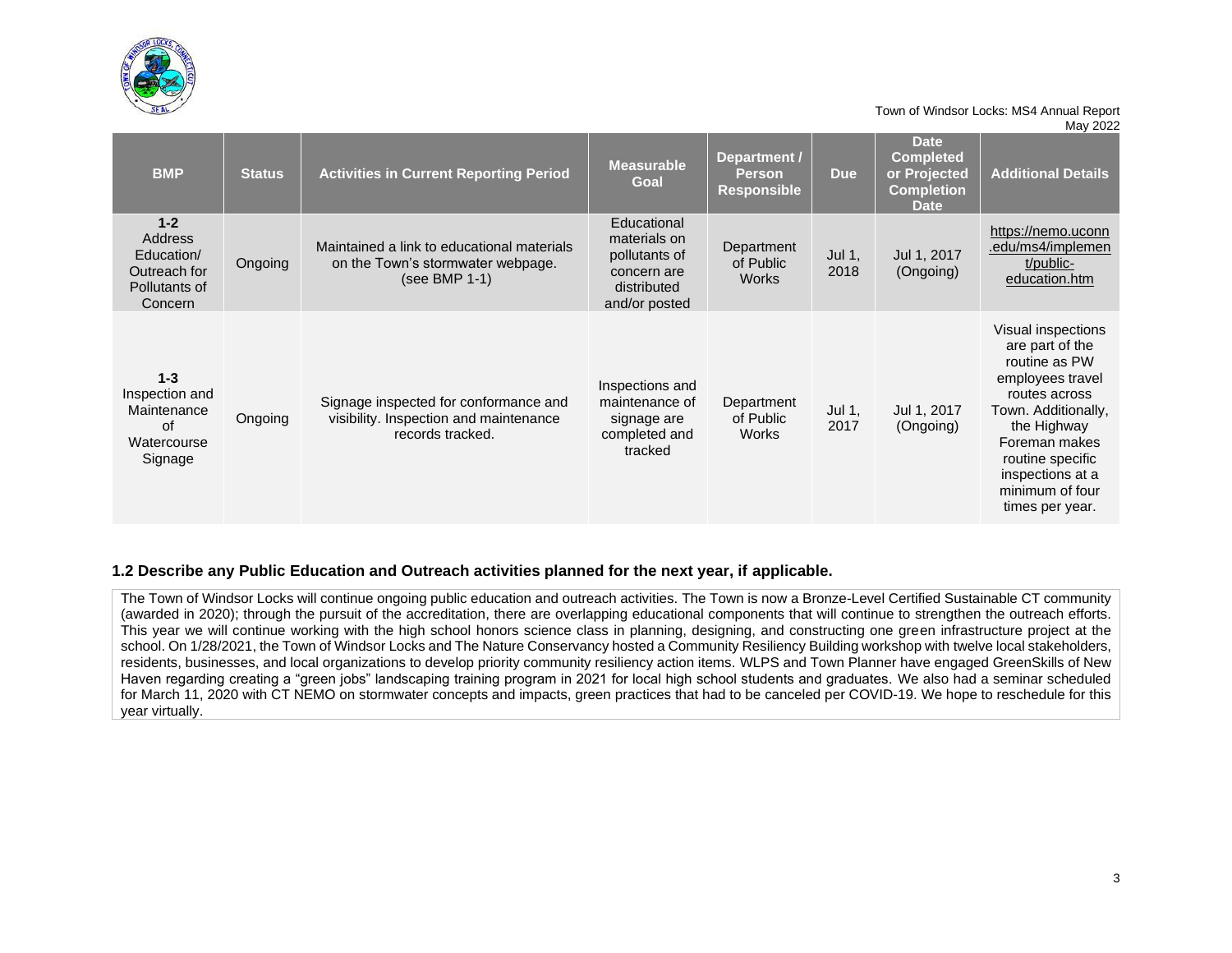| BMP | Status | Activities in Current Reporting Period | Measurable Goal | Department / Person Responsible | Due | Date Completed or Projected Completion Date | Additional Details |
|---|---|---|---|---|---|---|---|
| 1-2 Address Education/ Outreach for Pollutants of Concern | Ongoing | Maintained a link to educational materials on the Town's stormwater webpage. (see BMP 1-1) | Educational materials on pollutants of concern are distributed and/or posted | Department of Public Works | Jul 1, 2018 | Jul 1, 2017 (Ongoing) | https://nemo.uconn.edu/ms4/implement/public-education.htm |
| 1-3 Inspection and Maintenance of Watercourse Signage | Ongoing | Signage inspected for conformance and visibility. Inspection and maintenance records tracked. | Inspections and maintenance of signage are completed and tracked | Department of Public Works | Jul 1, 2017 | Jul 1, 2017 (Ongoing) | Visual inspections are part of the routine as PW employees travel routes across Town. Additionally, the Highway Foreman makes routine specific inspections at a minimum of four times per year. |

### 1.2 Describe any Public Education and Outreach activities planned for the next year, if applicable.

The Town of Windsor Locks will continue ongoing public education and outreach activities. The Town is now a Bronze-Level Certified Sustainable CT community (awarded in 2020); through the pursuit of the accreditation, there are overlapping educational components that will continue to strengthen the outreach efforts. This year we will continue working with the high school honors science class in planning, designing, and constructing one green infrastructure project at the school. On 1/28/2021, the Town of Windsor Locks and The Nature Conservancy hosted a Community Resiliency Building workshop with twelve local stakeholders, residents, businesses, and local organizations to develop priority community resiliency action items. WLPS and Town Planner have engaged GreenSkills of New Haven regarding creating a "green jobs" landscaping training program in 2021 for local high school students and graduates. We also had a seminar scheduled for March 11, 2020 with CT NEMO on stormwater concepts and impacts, green practices that had to be canceled per COVID-19. We hope to reschedule for this year virtually.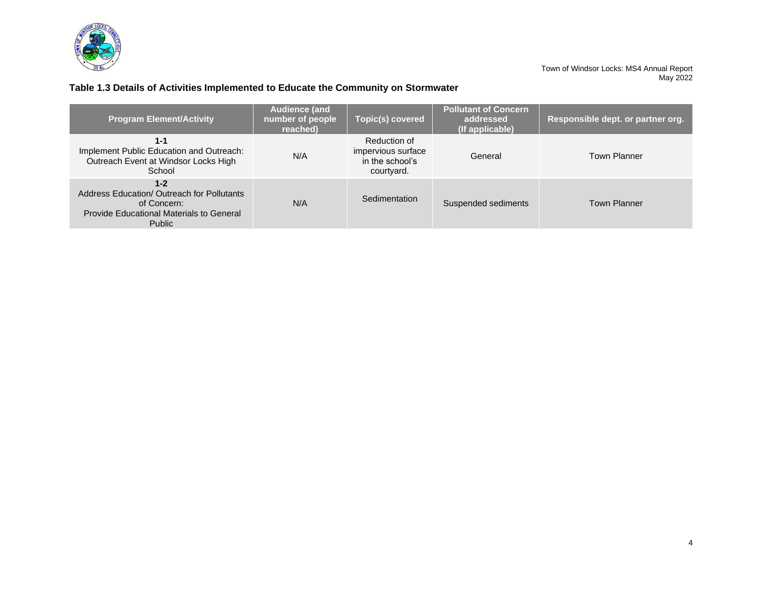### Table 1.3 Details of Activities Implemented to Educate the Community on Stormwater

| Program Element/Activity | Audience (and number of people reached) | Topic(s) covered | Pollutant of Concern addressed (If applicable) | Responsible dept. or partner org. |
|---|---|---|---|---|
| **1-1** Implement Public Education and Outreach: Outreach Event at Windsor Locks High School | N/A | Reduction of impervious surface in the school's courtyard. | General | Town Planner |
| **1-2** Address Education/ Outreach for Pollutants of Concern: Provide Educational Materials to General Public | N/A | Sedimentation | Suspended sediments | Town Planner |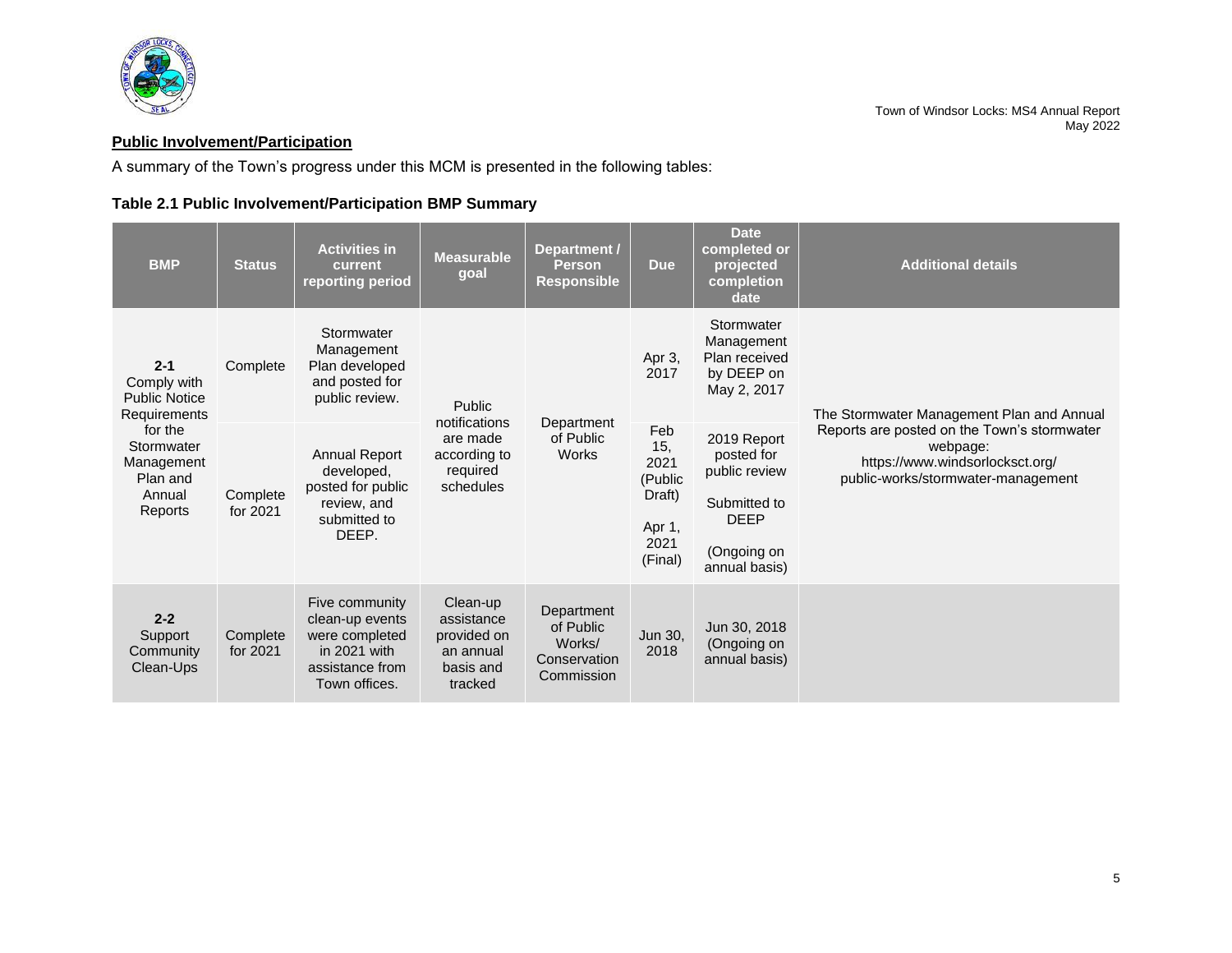## Public Involvement/Participation

A summary of the Town's progress under this MCM is presented in the following tables:

**Table 2.1 Public Involvement/Participation BMP Summary**

| BMP | Status | Activities in current reporting period | Measurable goal | Department / Person Responsible | Due | Date completed or projected completion date | Additional details |
|---|---|---|---|---|---|---|---|
| **2-1** Comply with Public Notice Requirements for the Stormwater Management Plan and Annual Reports | Complete | Stormwater Management Plan developed and posted for public review. | Public notifications are made according to required schedules | Department of Public Works | Apr 3, 2017 | Stormwater Management Plan received by DEEP on May 2, 2017 | The Stormwater Management Plan and Annual Reports are posted on the Town's stormwater webpage: https://www.windsorlocksct.org/ public-works/stormwater-management |
| | Complete for 2021 | Annual Report developed, posted for public review, and submitted to DEEP. | | | Feb 15, 2021 (Public Draft) Apr 1, 2021 (Final) | 2019 Report posted for public review Submitted to DEEP (Ongoing on annual basis) | |
| **2-2** Support Community Clean-Ups | Complete for 2021 | Five community clean-up events were completed in 2021 with assistance from Town offices. | Clean-up assistance provided on an annual basis and tracked | Department of Public Works/ Conservation Commission | Jun 30, 2018 | Jun 30, 2018 (Ongoing on annual basis) | |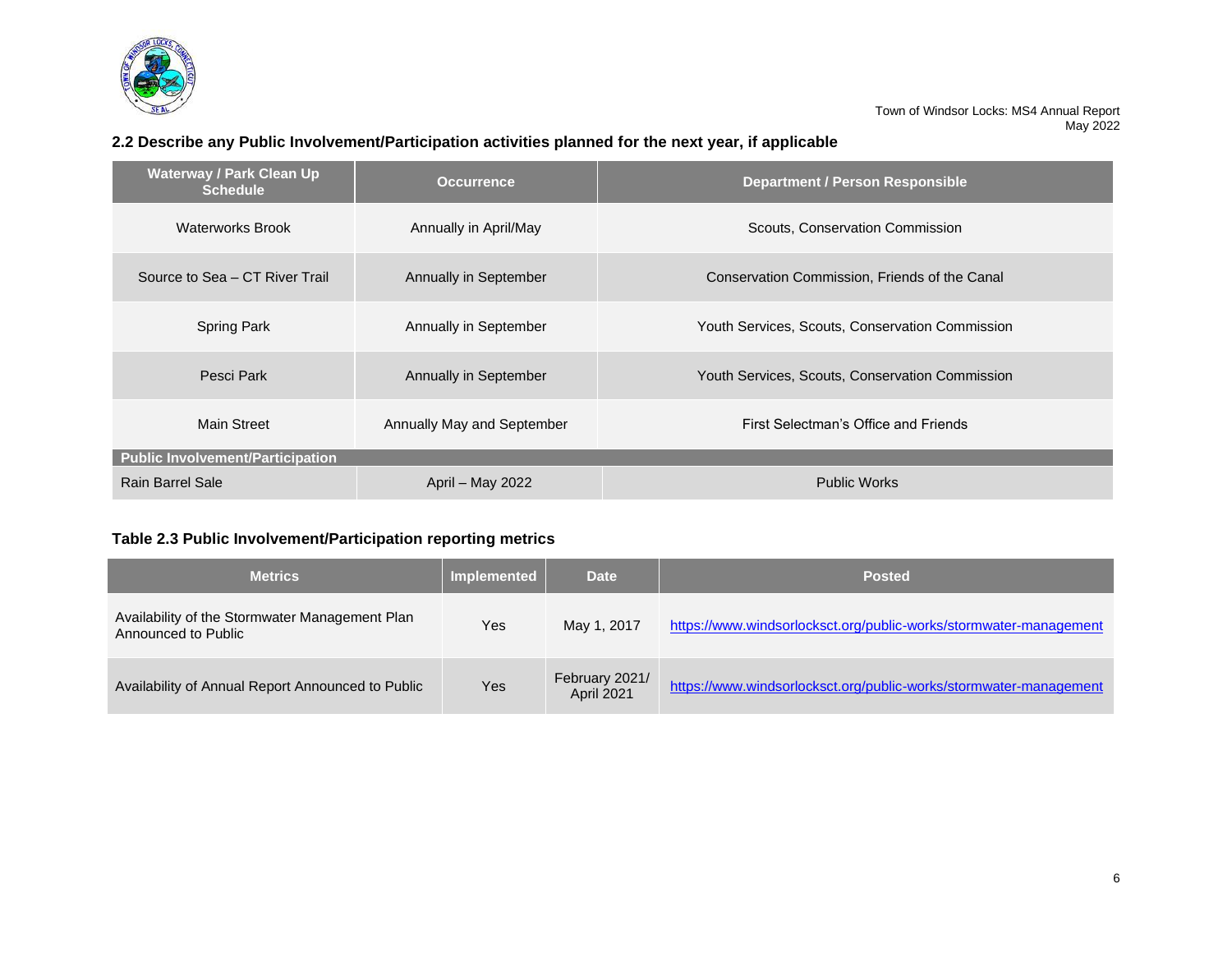### 2.2 Describe any Public Involvement/Participation activities planned for the next year, if applicable

| Waterway / Park Clean Up Schedule | Occurrence | Department / Person Responsible |
|---|---|---|
| Waterworks Brook | Annually in April/May | Scouts, Conservation Commission |
| Source to Sea – CT River Trail | Annually in September | Conservation Commission, Friends of the Canal |
| Spring Park | Annually in September | Youth Services, Scouts, Conservation Commission |
| Pesci Park | Annually in September | Youth Services, Scouts, Conservation Commission |
| Main Street | Annually May and September | First Selectman's Office and Friends |
| **Public Involvement/Participation** | | |
| Rain Barrel Sale | April – May 2022 | Public Works |

### Table 2.3 Public Involvement/Participation reporting metrics

| Metrics | Implemented | Date | Posted |
|---|---|---|---|
| Availability of the Stormwater Management Plan Announced to Public | Yes | May 1, 2017 | https://www.windsorlocksct.org/public-works/stormwater-management |
| Availability of Annual Report Announced to Public | Yes | February 2021/ April 2021 | https://www.windsorlocksct.org/public-works/stormwater-management |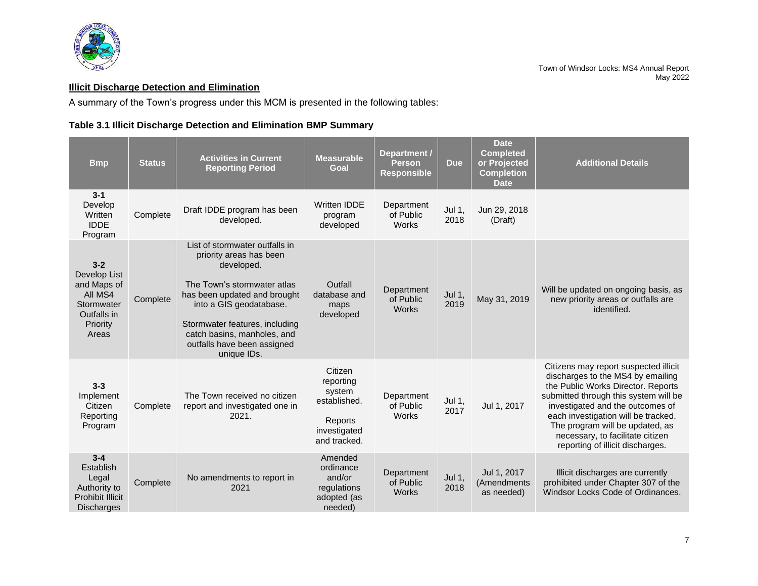**Illicit Discharge Detection and Elimination**

A summary of the Town's progress under this MCM is presented in the following tables:

**Table 3.1 Illicit Discharge Detection and Elimination BMP Summary**

| Bmp | Status | Activities in Current Reporting Period | Measurable Goal | Department / Person Responsible | Due | Date Completed or Projected Completion Date | Additional Details |
|---|---|---|---|---|---|---|---|
| **3-1** Develop Written IDDE Program | Complete | Draft IDDE program has been developed. | Written IDDE program developed | Department of Public Works | Jul 1, 2018 | Jun 29, 2018 (Draft) | |
| **3-2** Develop List and Maps of All MS4 Stormwater Outfalls in Priority Areas | Complete | List of stormwater outfalls in priority areas has been developed. The Town's stormwater atlas has been updated and brought into a GIS geodatabase. Stormwater features, including catch basins, manholes, and outfalls have been assigned unique IDs. | Outfall database and maps developed | Department of Public Works | Jul 1, 2019 | May 31, 2019 | Will be updated on ongoing basis, as new priority areas or outfalls are identified. |
| **3-3** Implement Citizen Reporting Program | Complete | The Town received no citizen report and investigated one in 2021. | Citizen reporting system established. Reports investigated and tracked. | Department of Public Works | Jul 1, 2017 | Jul 1, 2017 | Citizens may report suspected illicit discharges to the MS4 by emailing the Public Works Director. Reports submitted through this system will be investigated and the outcomes of each investigation will be tracked. The program will be updated, as necessary, to facilitate citizen reporting of illicit discharges. |
| **3-4** Establish Legal Authority to Prohibit Illicit Discharges | Complete | No amendments to report in 2021 | Amended ordinance and/or regulations adopted (as needed) | Department of Public Works | Jul 1, 2018 | Jul 1, 2017 (Amendments as needed) | Illicit discharges are currently prohibited under Chapter 307 of the Windsor Locks Code of Ordinances. |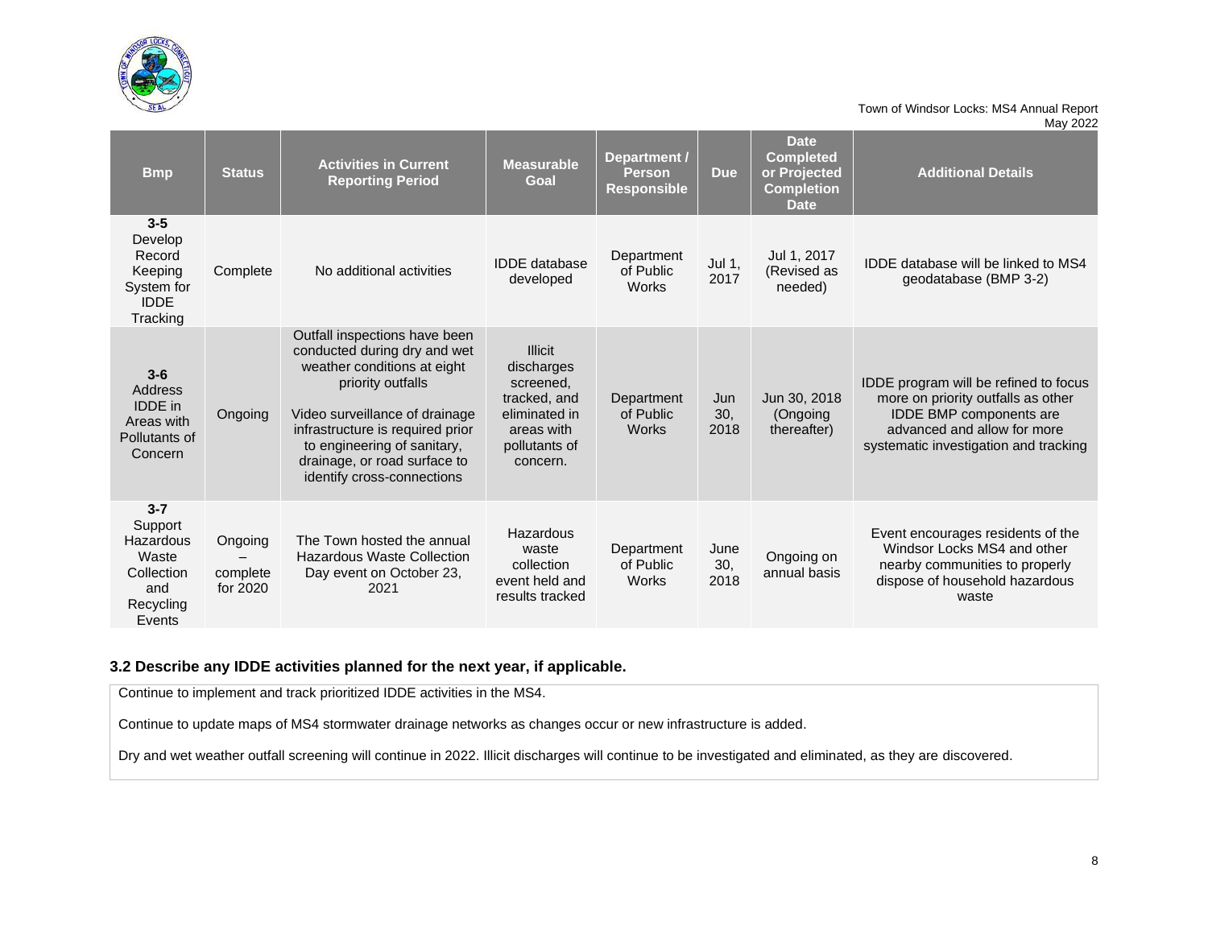| Bmp | Status | Activities in Current Reporting Period | Measurable Goal | Department / Person Responsible | Due | Date Completed or Projected Completion Date | Additional Details |
|---|---|---|---|---|---|---|---|
| **3-5** Develop Record Keeping System for IDDE Tracking | Complete | No additional activities | IDDE database developed | Department of Public Works | Jul 1, 2017 | Jul 1, 2017 (Revised as needed) | IDDE database will be linked to MS4 geodatabase (BMP 3-2) |
| **3-6** Address IDDE in Areas with Pollutants of Concern | Ongoing | Outfall inspections have been conducted during dry and wet weather conditions at eight priority outfalls<br><br>Video surveillance of drainage infrastructure is required prior to engineering of sanitary, drainage, or road surface to identify cross-connections | Illicit discharges screened, tracked, and eliminated in areas with pollutants of concern. | Department of Public Works | Jun 30, 2018 | Jun 30, 2018 (Ongoing thereafter) | IDDE program will be refined to focus more on priority outfalls as other IDDE BMP components are advanced and allow for more systematic investigation and tracking |
| **3-7** Support Hazardous Waste Collection and Recycling Events | Ongoing – complete for 2020 | The Town hosted the annual Hazardous Waste Collection Day event on October 23, 2021 | Hazardous waste collection event held and results tracked | Department of Public Works | June 30, 2018 | Ongoing on annual basis | Event encourages residents of the Windsor Locks MS4 and other nearby communities to properly dispose of household hazardous waste |

### 3.2 Describe any IDDE activities planned for the next year, if applicable.

Continue to implement and track prioritized IDDE activities in the MS4.

Continue to update maps of MS4 stormwater drainage networks as changes occur or new infrastructure is added.

Dry and wet weather outfall screening will continue in 2022. Illicit discharges will continue to be investigated and eliminated, as they are discovered.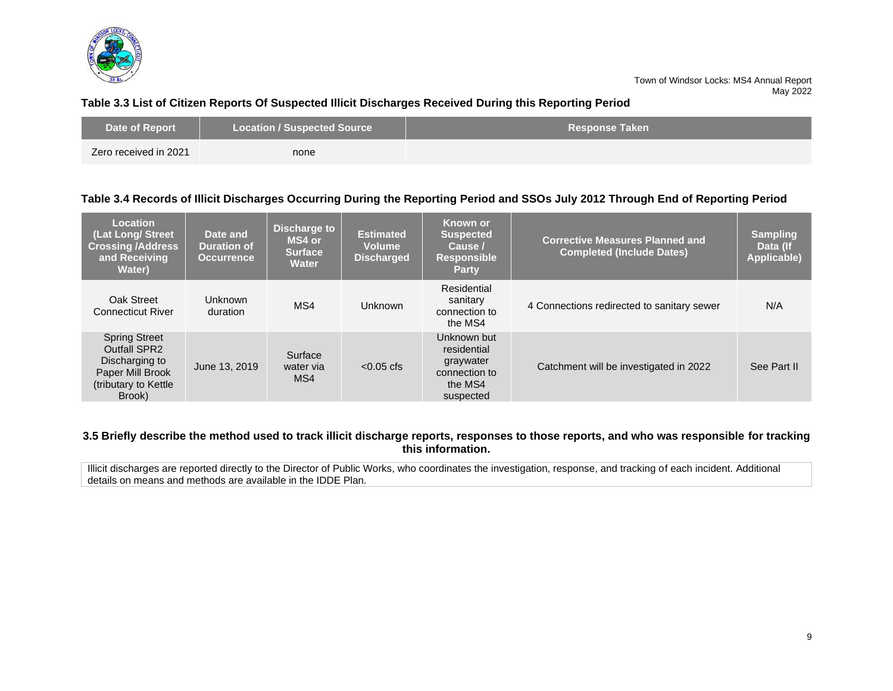### Table 3.3 List of Citizen Reports Of Suspected Illicit Discharges Received During this Reporting Period

| Date of Report | Location / Suspected Source | Response Taken |
|---|---|---|
| Zero received in 2021 | none | |

### Table 3.4 Records of Illicit Discharges Occurring During the Reporting Period and SSOs July 2012 Through End of Reporting Period

| Location (Lat Long/ Street Crossing /Address and Receiving Water) | Date and Duration of Occurrence | Discharge to MS4 or Surface Water | Estimated Volume Discharged | Known or Suspected Cause / Responsible Party | Corrective Measures Planned and Completed (Include Dates) | Sampling Data (If Applicable) |
|---|---|---|---|---|---|---|
| Oak Street Connecticut River | Unknown duration | MS4 | Unknown | Residential sanitary connection to the MS4 | 4 Connections redirected to sanitary sewer | N/A |
| Spring Street Outfall SPR2 Discharging to Paper Mill Brook (tributary to Kettle Brook) | June 13, 2019 | Surface water via MS4 | <0.05 cfs | Unknown but residential graywater connection to the MS4 suspected | Catchment will be investigated in 2022 | See Part II |

### 3.5 Briefly describe the method used to track illicit discharge reports, responses to those reports, and who was responsible for tracking this information.

Illicit discharges are reported directly to the Director of Public Works, who coordinates the investigation, response, and tracking of each incident. Additional details on means and methods are available in the IDDE Plan.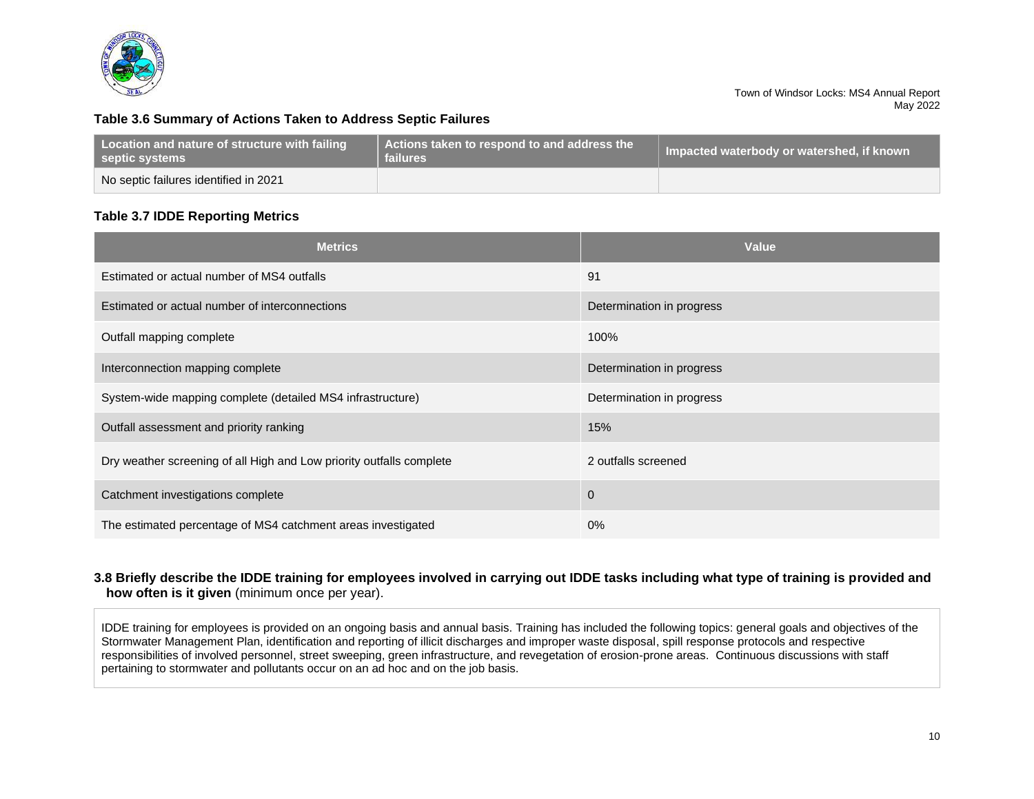### Table 3.6 Summary of Actions Taken to Address Septic Failures

| Location and nature of structure with failing septic systems | Actions taken to respond to and address the failures | Impacted waterbody or watershed, if known |
|---|---|---|
| No septic failures identified in 2021 | | |

### Table 3.7 IDDE Reporting Metrics

| Metrics | Value |
|---|---|
| Estimated or actual number of MS4 outfalls | 91 |
| Estimated or actual number of interconnections | Determination in progress |
| Outfall mapping complete | 100% |
| Interconnection mapping complete | Determination in progress |
| System-wide mapping complete (detailed MS4 infrastructure) | Determination in progress |
| Outfall assessment and priority ranking | 15% |
| Dry weather screening of all High and Low priority outfalls complete | 2 outfalls screened |
| Catchment investigations complete | 0 |
| The estimated percentage of MS4 catchment areas investigated | 0% |

### 3.8 Briefly describe the IDDE training for employees involved in carrying out IDDE tasks including what type of training is provided and how often is it given (minimum once per year).

IDDE training for employees is provided on an ongoing basis and annual basis. Training has included the following topics: general goals and objectives of the Stormwater Management Plan, identification and reporting of illicit discharges and improper waste disposal, spill response protocols and respective responsibilities of involved personnel, street sweeping, green infrastructure, and revegetation of erosion-prone areas. Continuous discussions with staff pertaining to stormwater and pollutants occur on an ad hoc and on the job basis.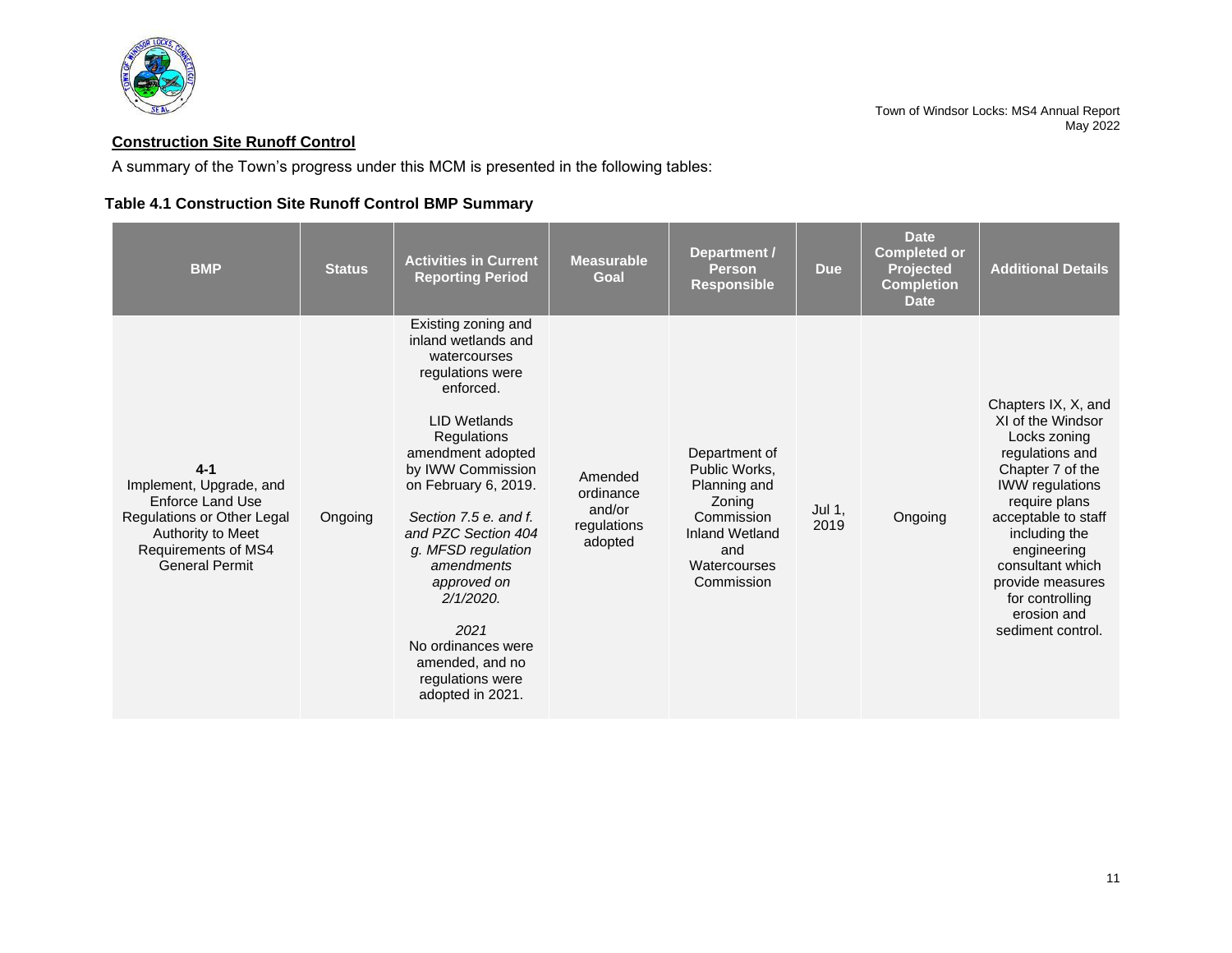## Construction Site Runoff Control

A summary of the Town's progress under this MCM is presented in the following tables:

### Table 4.1 Construction Site Runoff Control BMP Summary

| BMP | Status | Activities in Current Reporting Period | Measurable Goal | Department / Person Responsible | Due | Date Completed or Projected Completion Date | Additional Details |
|---|---|---|---|---|---|---|---|
| **4-1** Implement, Upgrade, and Enforce Land Use Regulations or Other Legal Authority to Meet Requirements of MS4 General Permit | Ongoing | Existing zoning and inland wetlands and watercourses regulations were enforced. LID Wetlands Regulations amendment adopted by IWW Commission on February 6, 2019. *Section 7.5 e. and f. and PZC Section 404 g. MFSD regulation amendments approved on 2/1/2020.* *2021* No ordinances were amended, and no regulations were adopted in 2021. | Amended ordinance and/or regulations adopted | Department of Public Works, Planning and Zoning Commission Inland Wetland and Watercourses Commission | Jul 1, 2019 | Ongoing | Chapters IX, X, and XI of the Windsor Locks zoning regulations and Chapter 7 of the IWW regulations require plans acceptable to staff including the engineering consultant which provide measures for controlling erosion and sediment control. |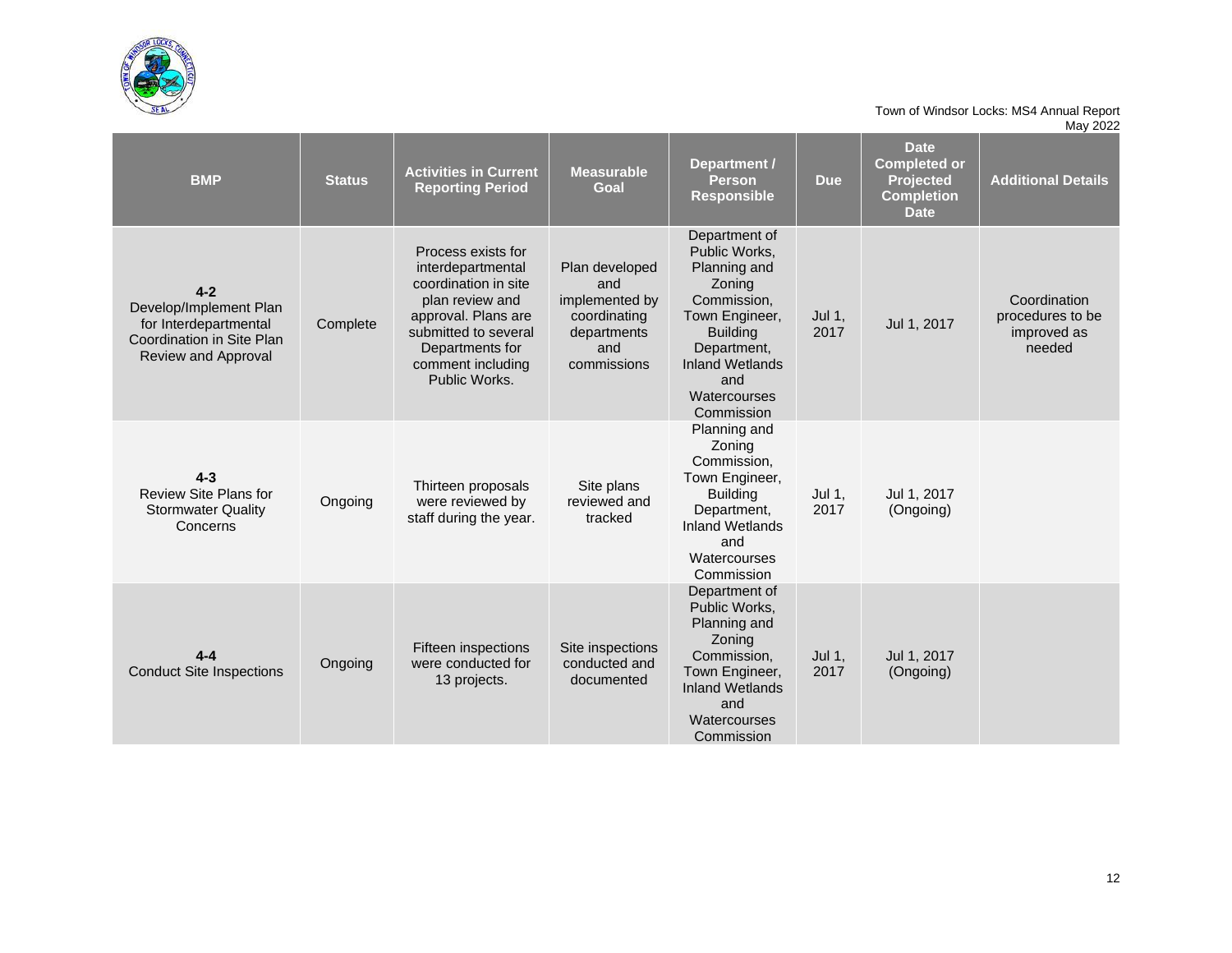| BMP | Status | Activities in Current Reporting Period | Measurable Goal | Department / Person Responsible | Due | Date Completed or Projected Completion Date | Additional Details |
|---|---|---|---|---|---|---|---|
| **4-2** Develop/Implement Plan for Interdepartmental Coordination in Site Plan Review and Approval | Complete | Process exists for interdepartmental coordination in site plan review and approval. Plans are submitted to several Departments for comment including Public Works. | Plan developed and implemented by coordinating departments and commissions | Department of Public Works, Planning and Zoning Commission, Town Engineer, Building Department, Inland Wetlands and Watercourses Commission | Jul 1, 2017 | Jul 1, 2017 | Coordination procedures to be improved as needed |
| **4-3** Review Site Plans for Stormwater Quality Concerns | Ongoing | Thirteen proposals were reviewed by staff during the year. | Site plans reviewed and tracked | Planning and Zoning Commission, Town Engineer, Building Department, Inland Wetlands and Watercourses Commission | Jul 1, 2017 | Jul 1, 2017 (Ongoing) | |
| **4-4** Conduct Site Inspections | Ongoing | Fifteen inspections were conducted for 13 projects. | Site inspections conducted and documented | Department of Public Works, Planning and Zoning Commission, Town Engineer, Inland Wetlands and Watercourses Commission | Jul 1, 2017 | Jul 1, 2017 (Ongoing) | |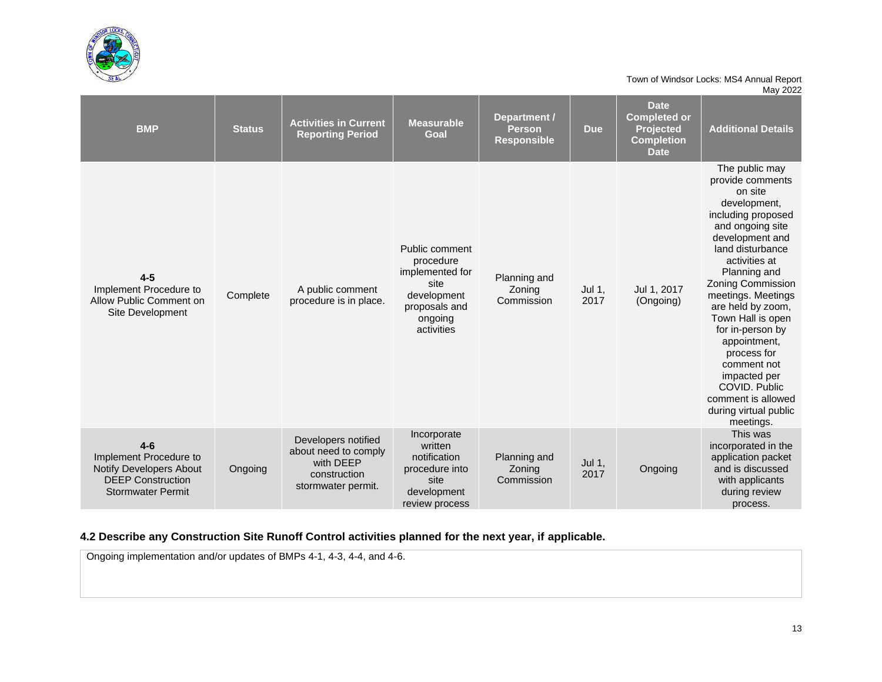| BMP | Status | Activities in Current Reporting Period | Measurable Goal | Department / Person Responsible | Due | Date Completed or Projected Completion Date | Additional Details |
|---|---|---|---|---|---|---|---|
| **4-5** Implement Procedure to Allow Public Comment on Site Development | Complete | A public comment procedure is in place. | Public comment procedure implemented for site development proposals and ongoing activities | Planning and Zoning Commission | Jul 1, 2017 | Jul 1, 2017 (Ongoing) | The public may provide comments on site development, including proposed and ongoing site development and land disturbance activities at Planning and Zoning Commission meetings. Meetings are held by zoom, Town Hall is open for in-person by appointment, process for comment not impacted per COVID. Public comment is allowed during virtual public meetings. |
| **4-6** Implement Procedure to Notify Developers About DEEP Construction Stormwater Permit | Ongoing | Developers notified about need to comply with DEEP construction stormwater permit. | Incorporate written notification procedure into site development review process | Planning and Zoning Commission | Jul 1, 2017 | Ongoing | This was incorporated in the application packet and is discussed with applicants during review process. |

### 4.2 Describe any Construction Site Runoff Control activities planned for the next year, if applicable.

Ongoing implementation and/or updates of BMPs 4-1, 4-3, 4-4, and 4-6.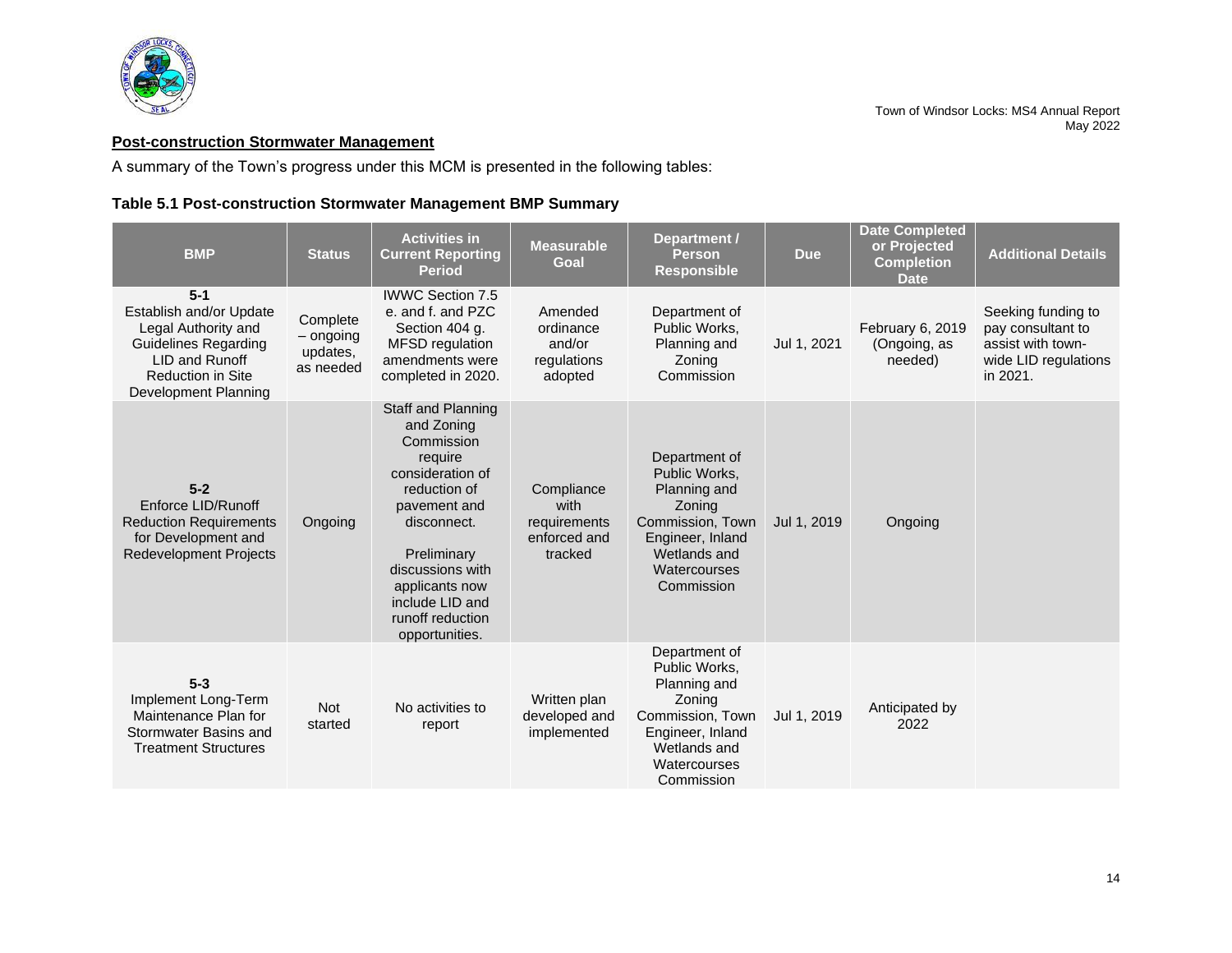**Post-construction Stormwater Management**

A summary of the Town's progress under this MCM is presented in the following tables:

**Table 5.1 Post-construction Stormwater Management BMP Summary**

| BMP | Status | Activities in Current Reporting Period | Measurable Goal | Department / Person Responsible | Due | Date Completed or Projected Completion Date | Additional Details |
|---|---|---|---|---|---|---|---|
| **5-1** Establish and/or Update Legal Authority and Guidelines Regarding LID and Runoff Reduction in Site Development Planning | Complete – ongoing updates, as needed | IWWC Section 7.5 e. and f. and PZC Section 404 g. MFSD regulation amendments were completed in 2020. | Amended ordinance and/or regulations adopted | Department of Public Works, Planning and Zoning Commission | Jul 1, 2021 | February 6, 2019 (Ongoing, as needed) | Seeking funding to pay consultant to assist with town-wide LID regulations in 2021. |
| **5-2** Enforce LID/Runoff Reduction Requirements for Development and Redevelopment Projects | Ongoing | Staff and Planning and Zoning Commission require consideration of reduction of pavement and disconnect. Preliminary discussions with applicants now include LID and runoff reduction opportunities. | Compliance with requirements enforced and tracked | Department of Public Works, Planning and Zoning Commission, Town Engineer, Inland Wetlands and Watercourses Commission | Jul 1, 2019 | Ongoing | |
| **5-3** Implement Long-Term Maintenance Plan for Stormwater Basins and Treatment Structures | Not started | No activities to report | Written plan developed and implemented | Department of Public Works, Planning and Zoning Commission, Town Engineer, Inland Wetlands and Watercourses Commission | Jul 1, 2019 | Anticipated by 2022 | |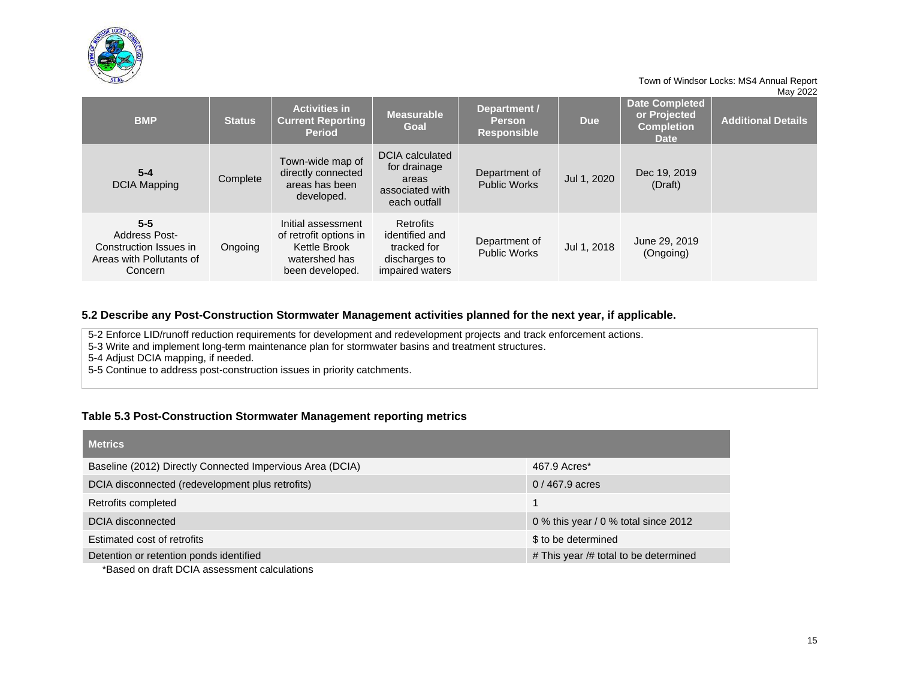| BMP | Status | Activities in Current Reporting Period | Measurable Goal | Department / Person Responsible | Due | Date Completed or Projected Completion Date | Additional Details |
|---|---|---|---|---|---|---|---|
| **5-4** DCIA Mapping | Complete | Town-wide map of directly connected areas has been developed. | DCIA calculated for drainage areas associated with each outfall | Department of Public Works | Jul 1, 2020 | Dec 19, 2019 (Draft) | |
| **5-5** Address Post-Construction Issues in Areas with Pollutants of Concern | Ongoing | Initial assessment of retrofit options in Kettle Brook watershed has been developed. | Retrofits identified and tracked for discharges to impaired waters | Department of Public Works | Jul 1, 2018 | June 29, 2019 (Ongoing) | |

### 5.2 Describe any Post-Construction Stormwater Management activities planned for the next year, if applicable.

5-2 Enforce LID/runoff reduction requirements for development and redevelopment projects and track enforcement actions.
5-3 Write and implement long-term maintenance plan for stormwater basins and treatment structures.
5-4 Adjust DCIA mapping, if needed.
5-5 Continue to address post-construction issues in priority catchments.

### Table 5.3 Post-Construction Stormwater Management reporting metrics

| Metrics | |
|---|---|
| Baseline (2012) Directly Connected Impervious Area (DCIA) | 467.9 Acres* |
| DCIA disconnected (redevelopment plus retrofits) | 0 / 467.9 acres |
| Retrofits completed | 1 |
| DCIA disconnected | 0 % this year / 0 % total since 2012 |
| Estimated cost of retrofits | $ to be determined |
| Detention or retention ponds identified | # This year /# total to be determined |

*Based on draft DCIA assessment calculations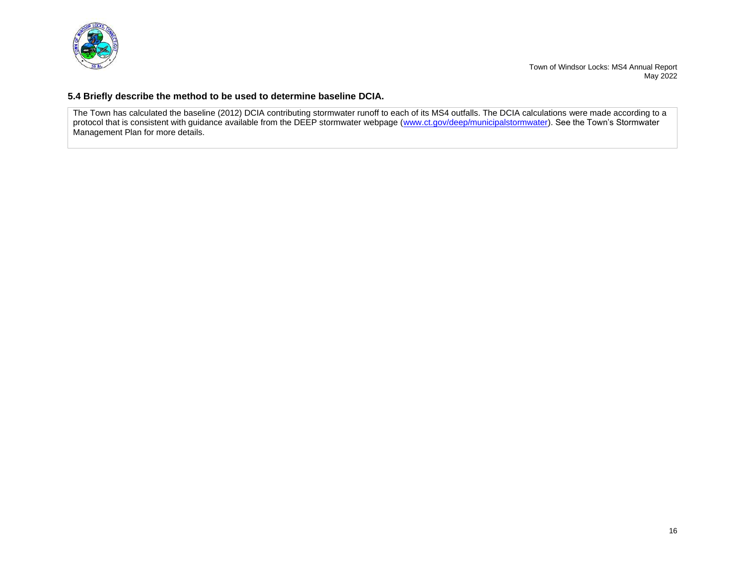### 5.4 Briefly describe the method to be used to determine baseline DCIA.

| The Town has calculated the baseline (2012) DCIA contributing stormwater runoff to each of its MS4 outfalls. The DCIA calculations were made according to a protocol that is consistent with guidance available from the DEEP stormwater webpage ([www.ct.gov/deep/municipalstormwater](http://www.ct.gov/deep/municipalstormwater)). See the Town's Stormwater Management Plan for more details. |
|---|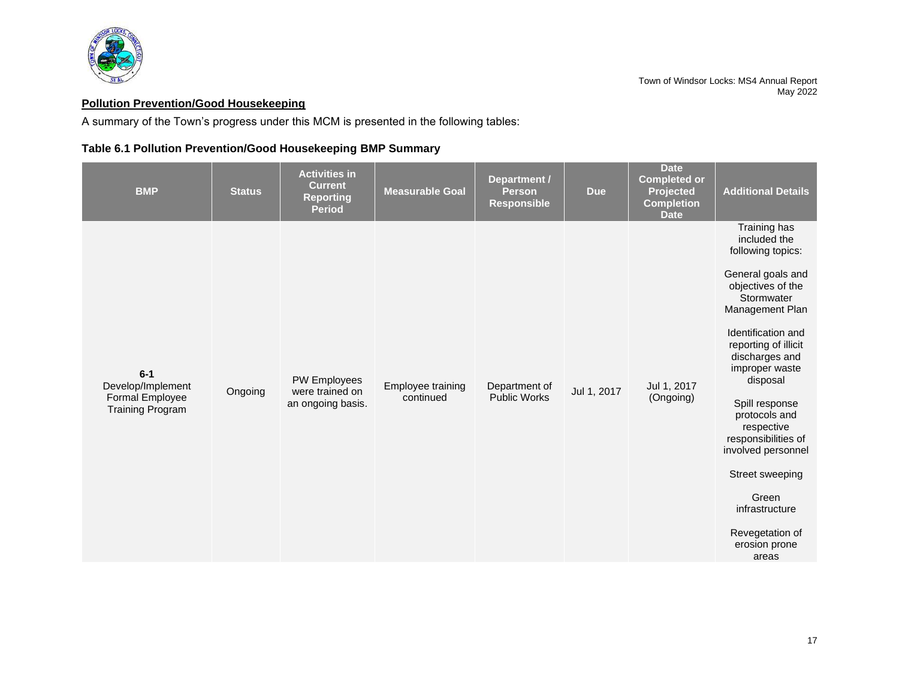**Pollution Prevention/Good Housekeeping**

A summary of the Town's progress under this MCM is presented in the following tables:

**Table 6.1 Pollution Prevention/Good Housekeeping BMP Summary**

| BMP | Status | Activities in Current Reporting Period | Measurable Goal | Department / Person Responsible | Due | Date Completed or Projected Completion Date | Additional Details |
|---|---|---|---|---|---|---|---|
| **6-1** Develop/Implement Formal Employee Training Program | Ongoing | PW Employees were trained on an ongoing basis. | Employee training continued | Department of Public Works | Jul 1, 2017 | Jul 1, 2017 (Ongoing) | Training has included the following topics: General goals and objectives of the Stormwater Management Plan; Identification and reporting of illicit discharges and improper waste disposal; Spill response protocols and respective responsibilities of involved personnel; Street sweeping; Green infrastructure; Revegetation of erosion prone areas |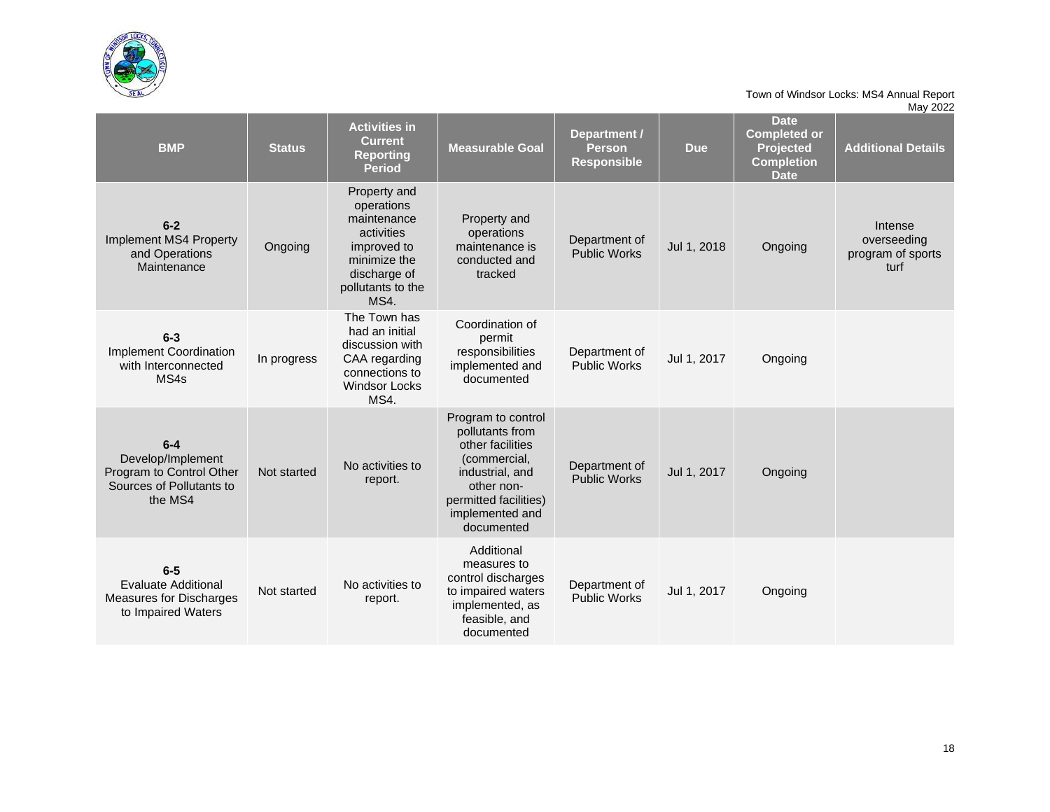| BMP | Status | Activities in Current Reporting Period | Measurable Goal | Department / Person Responsible | Due | Date Completed or Projected Completion Date | Additional Details |
|---|---|---|---|---|---|---|---|
| **6-2** Implement MS4 Property and Operations Maintenance | Ongoing | Property and operations maintenance activities improved to minimize the discharge of pollutants to the MS4. | Property and operations maintenance is conducted and tracked | Department of Public Works | Jul 1, 2018 | Ongoing | Intense overseeding program of sports turf |
| **6-3** Implement Coordination with Interconnected MS4s | In progress | The Town has had an initial discussion with CAA regarding connections to Windsor Locks MS4. | Coordination of permit responsibilities implemented and documented | Department of Public Works | Jul 1, 2017 | Ongoing | |
| **6-4** Develop/Implement Program to Control Other Sources of Pollutants to the MS4 | Not started | No activities to report. | Program to control pollutants from other facilities (commercial, industrial, and other non-permitted facilities) implemented and documented | Department of Public Works | Jul 1, 2017 | Ongoing | |
| **6-5** Evaluate Additional Measures for Discharges to Impaired Waters | Not started | No activities to report. | Additional measures to control discharges to impaired waters implemented, as feasible, and documented | Department of Public Works | Jul 1, 2017 | Ongoing | |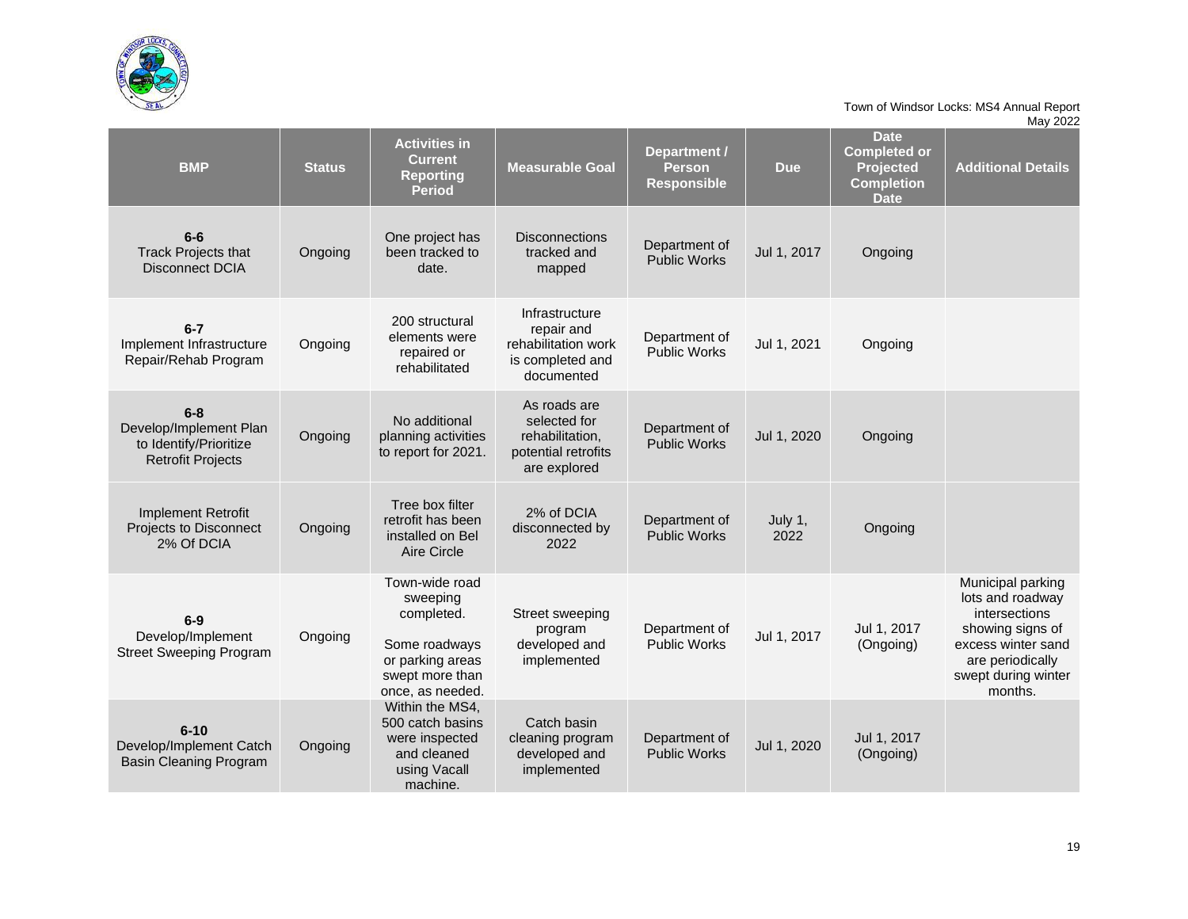| BMP | Status | Activities in Current Reporting Period | Measurable Goal | Department / Person Responsible | Due | Date Completed or Projected Completion Date | Additional Details |
|---|---|---|---|---|---|---|---|
| **6-6** Track Projects that Disconnect DCIA | Ongoing | One project has been tracked to date. | Disconnections tracked and mapped | Department of Public Works | Jul 1, 2017 | Ongoing | |
| **6-7** Implement Infrastructure Repair/Rehab Program | Ongoing | 200 structural elements were repaired or rehabilitated | Infrastructure repair and rehabilitation work is completed and documented | Department of Public Works | Jul 1, 2021 | Ongoing | |
| **6-8** Develop/Implement Plan to Identify/Prioritize Retrofit Projects | Ongoing | No additional planning activities to report for 2021. | As roads are selected for rehabilitation, potential retrofits are explored | Department of Public Works | Jul 1, 2020 | Ongoing | |
| Implement Retrofit Projects to Disconnect 2% Of DCIA | Ongoing | Tree box filter retrofit has been installed on Bel Aire Circle | 2% of DCIA disconnected by 2022 | Department of Public Works | July 1, 2022 | Ongoing | |
| **6-9** Develop/Implement Street Sweeping Program | Ongoing | Town-wide road sweeping completed.<br><br>Some roadways or parking areas swept more than once, as needed. | Street sweeping program developed and implemented | Department of Public Works | Jul 1, 2017 | Jul 1, 2017 (Ongoing) | Municipal parking lots and roadway intersections showing signs of excess winter sand are periodically swept during winter months. |
| **6-10** Develop/Implement Catch Basin Cleaning Program | Ongoing | Within the MS4, 500 catch basins were inspected and cleaned using Vacall machine. | Catch basin cleaning program developed and implemented | Department of Public Works | Jul 1, 2020 | Jul 1, 2017 (Ongoing) | |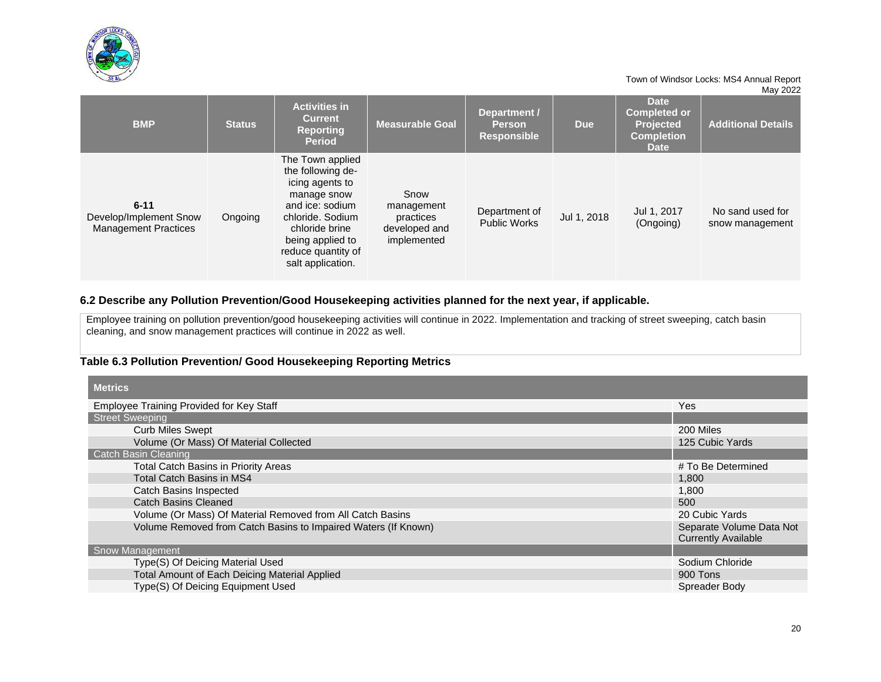| BMP | Status | Activities in Current Reporting Period | Measurable Goal | Department / Person Responsible | Due | Date Completed or Projected Completion Date | Additional Details |
|---|---|---|---|---|---|---|---|
| **6-11** Develop/Implement Snow Management Practices | Ongoing | The Town applied the following de-icing agents to manage snow and ice: sodium chloride. Sodium chloride brine being applied to reduce quantity of salt application. | Snow management practices developed and implemented | Department of Public Works | Jul 1, 2018 | Jul 1, 2017 (Ongoing) | No sand used for snow management |

### 6.2 Describe any Pollution Prevention/Good Housekeeping activities planned for the next year, if applicable.

Employee training on pollution prevention/good housekeeping activities will continue in 2022. Implementation and tracking of street sweeping, catch basin cleaning, and snow management practices will continue in 2022 as well.

### Table 6.3 Pollution Prevention/ Good Housekeeping Reporting Metrics

| Metrics | |
|---|---|
| Employee Training Provided for Key Staff | Yes |
| **Street Sweeping** | |
| Curb Miles Swept | 200 Miles |
| Volume (Or Mass) Of Material Collected | 125 Cubic Yards |
| **Catch Basin Cleaning** | |
| Total Catch Basins in Priority Areas | # To Be Determined |
| Total Catch Basins in MS4 | 1,800 |
| Catch Basins Inspected | 1,800 |
| Catch Basins Cleaned | 500 |
| Volume (Or Mass) Of Material Removed from All Catch Basins | 20 Cubic Yards |
| Volume Removed from Catch Basins to Impaired Waters (If Known) | Separate Volume Data Not Currently Available |
| **Snow Management** | |
| Type(S) Of Deicing Material Used | Sodium Chloride |
| Total Amount of Each Deicing Material Applied | 900 Tons |
| Type(S) Of Deicing Equipment Used | Spreader Body |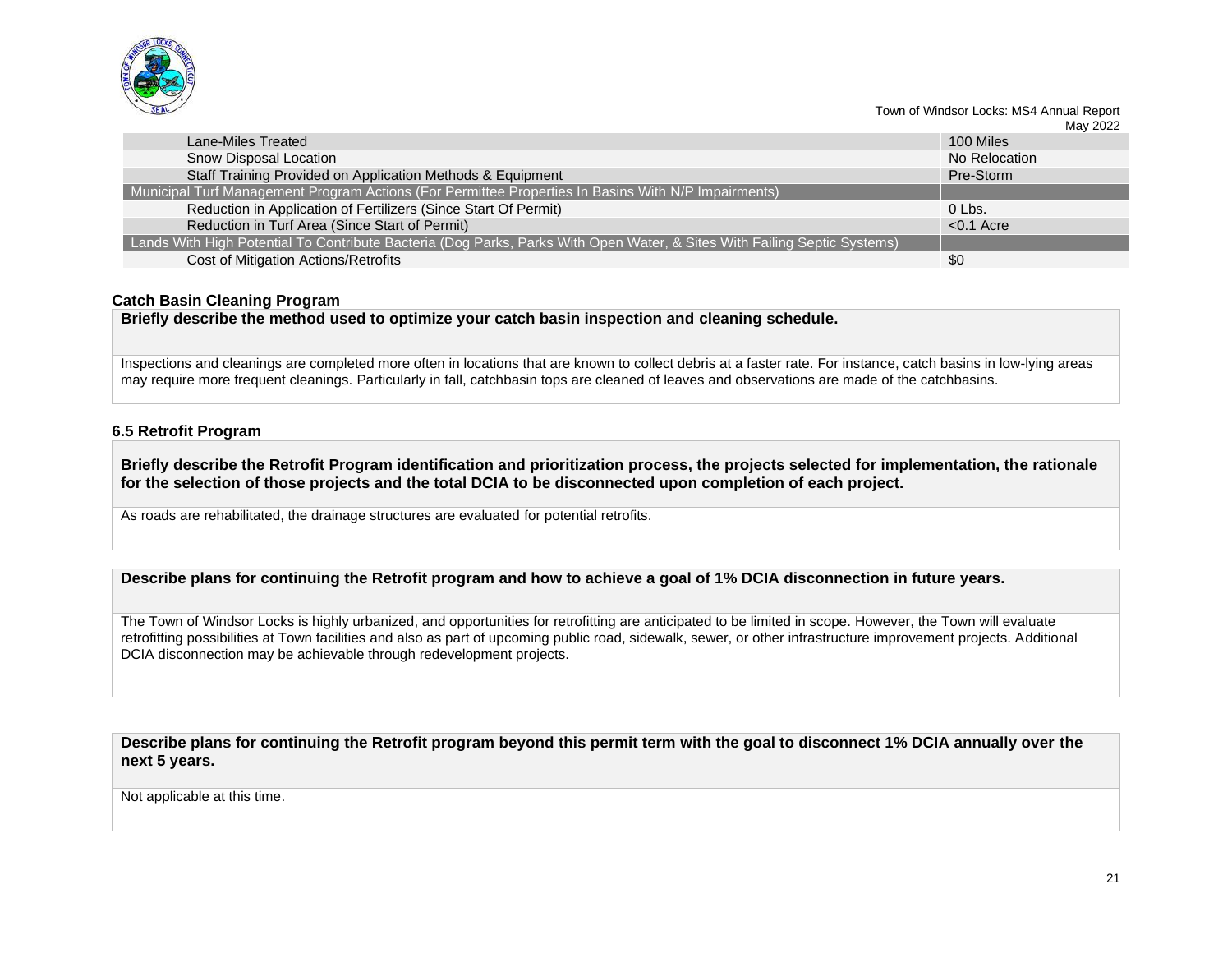| | |
|---|---|
| Lane-Miles Treated | 100 Miles |
| Snow Disposal Location | No Relocation |
| Staff Training Provided on Application Methods & Equipment | Pre-Storm |
| Municipal Turf Management Program Actions (For Permittee Properties In Basins With N/P Impairments) | |
| Reduction in Application of Fertilizers (Since Start Of Permit) | 0 Lbs. |
| Reduction in Turf Area (Since Start of Permit) | <0.1 Acre |
| Lands With High Potential To Contribute Bacteria (Dog Parks, Parks With Open Water, & Sites With Failing Septic Systems) | |
| Cost of Mitigation Actions/Retrofits | $0 |

### Catch Basin Cleaning Program

**Briefly describe the method used to optimize your catch basin inspection and cleaning schedule.**

Inspections and cleanings are completed more often in locations that are known to collect debris at a faster rate. For instance, catch basins in low-lying areas may require more frequent cleanings. Particularly in fall, catchbasin tops are cleaned of leaves and observations are made of the catchbasins.

### 6.5 Retrofit Program

**Briefly describe the Retrofit Program identification and prioritization process, the projects selected for implementation, the rationale for the selection of those projects and the total DCIA to be disconnected upon completion of each project.**

As roads are rehabilitated, the drainage structures are evaluated for potential retrofits.

**Describe plans for continuing the Retrofit program and how to achieve a goal of 1% DCIA disconnection in future years.**

The Town of Windsor Locks is highly urbanized, and opportunities for retrofitting are anticipated to be limited in scope. However, the Town will evaluate retrofitting possibilities at Town facilities and also as part of upcoming public road, sidewalk, sewer, or other infrastructure improvement projects. Additional DCIA disconnection may be achievable through redevelopment projects.

**Describe plans for continuing the Retrofit program beyond this permit term with the goal to disconnect 1% DCIA annually over the next 5 years.**

Not applicable at this time.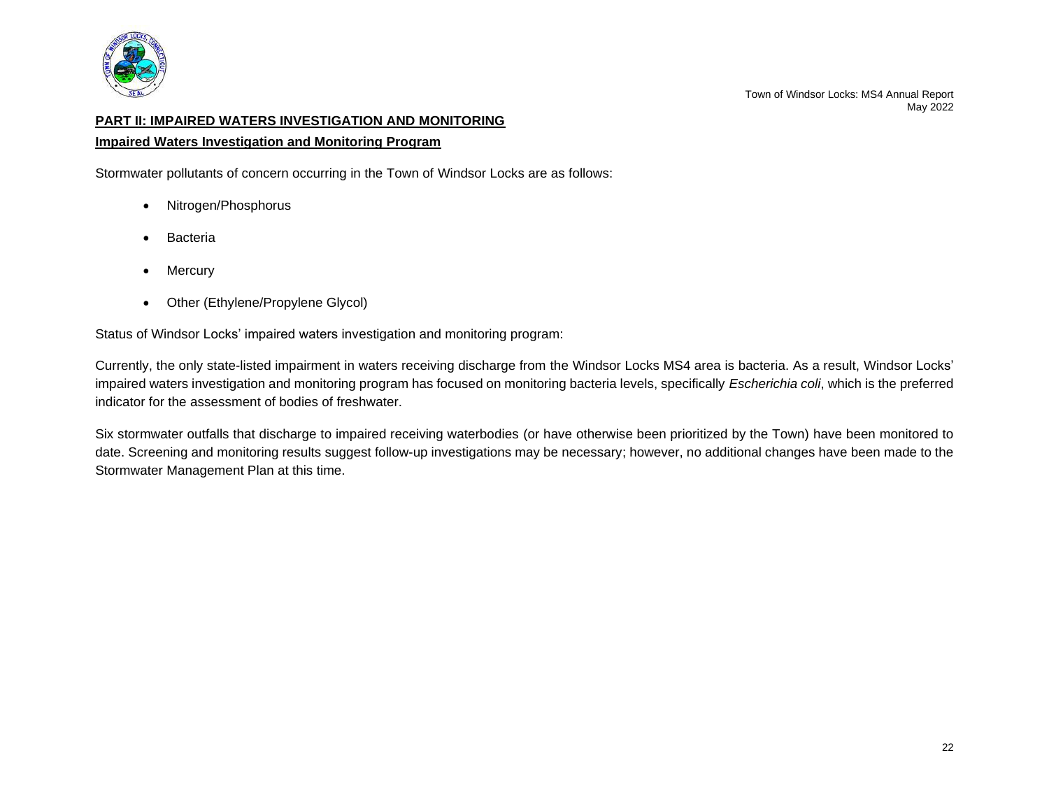## PART II: IMPAIRED WATERS INVESTIGATION AND MONITORING

### Impaired Waters Investigation and Monitoring Program

Stormwater pollutants of concern occurring in the Town of Windsor Locks are as follows:

- Nitrogen/Phosphorus
- Bacteria
- Mercury
- Other (Ethylene/Propylene Glycol)

Status of Windsor Locks' impaired waters investigation and monitoring program:

Currently, the only state-listed impairment in waters receiving discharge from the Windsor Locks MS4 area is bacteria. As a result, Windsor Locks' impaired waters investigation and monitoring program has focused on monitoring bacteria levels, specifically *Escherichia coli*, which is the preferred indicator for the assessment of bodies of freshwater.

Six stormwater outfalls that discharge to impaired receiving waterbodies (or have otherwise been prioritized by the Town) have been monitored to date. Screening and monitoring results suggest follow-up investigations may be necessary; however, no additional changes have been made to the Stormwater Management Plan at this time.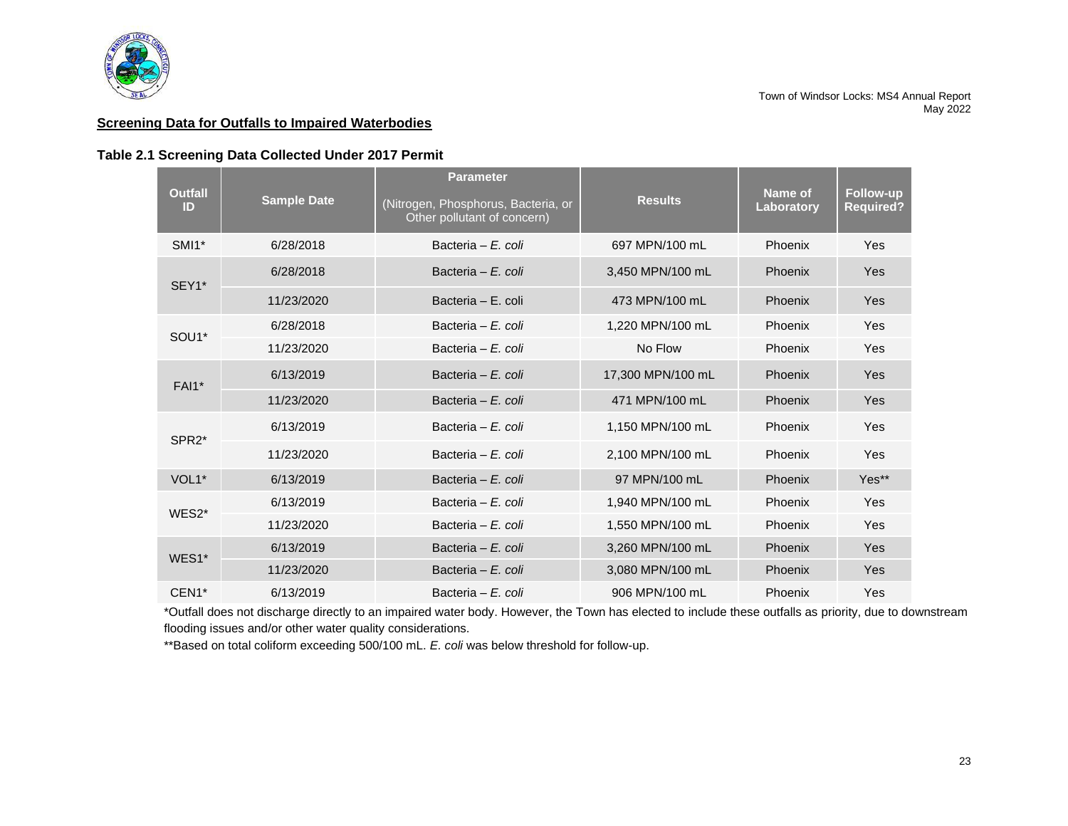**Screening Data for Outfalls to Impaired Waterbodies**

**Table 2.1 Screening Data Collected Under 2017 Permit**

| Outfall ID | Sample Date | Parameter (Nitrogen, Phosphorus, Bacteria, or Other pollutant of concern) | Results | Name of Laboratory | Follow-up Required? |
|---|---|---|---|---|---|
| SMI1* | 6/28/2018 | Bacteria – *E. coli* | 697 MPN/100 mL | Phoenix | Yes |
| SEY1* | 6/28/2018 | Bacteria – *E. coli* | 3,450 MPN/100 mL | Phoenix | Yes |
| | 11/23/2020 | Bacteria – E. coli | 473 MPN/100 mL | Phoenix | Yes |
| SOU1* | 6/28/2018 | Bacteria – *E. coli* | 1,220 MPN/100 mL | Phoenix | Yes |
| | 11/23/2020 | Bacteria – *E. coli* | No Flow | Phoenix | Yes |
| FAI1* | 6/13/2019 | Bacteria – *E. coli* | 17,300 MPN/100 mL | Phoenix | Yes |
| | 11/23/2020 | Bacteria – *E. coli* | 471 MPN/100 mL | Phoenix | Yes |
| SPR2* | 6/13/2019 | Bacteria – *E. coli* | 1,150 MPN/100 mL | Phoenix | Yes |
| | 11/23/2020 | Bacteria – *E. coli* | 2,100 MPN/100 mL | Phoenix | Yes |
| VOL1* | 6/13/2019 | Bacteria – *E. coli* | 97 MPN/100 mL | Phoenix | Yes** |
| WES2* | 6/13/2019 | Bacteria – *E. coli* | 1,940 MPN/100 mL | Phoenix | Yes |
| | 11/23/2020 | Bacteria – *E. coli* | 1,550 MPN/100 mL | Phoenix | Yes |
| WES1* | 6/13/2019 | Bacteria – *E. coli* | 3,260 MPN/100 mL | Phoenix | Yes |
| | 11/23/2020 | Bacteria – *E. coli* | 3,080 MPN/100 mL | Phoenix | Yes |
| CEN1* | 6/13/2019 | Bacteria – *E. coli* | 906 MPN/100 mL | Phoenix | Yes |

*Outfall does not discharge directly to an impaired water body. However, the Town has elected to include these outfalls as priority, due to downstream flooding issues and/or other water quality considerations.

**Based on total coliform exceeding 500/100 mL. *E. coli* was below threshold for follow-up.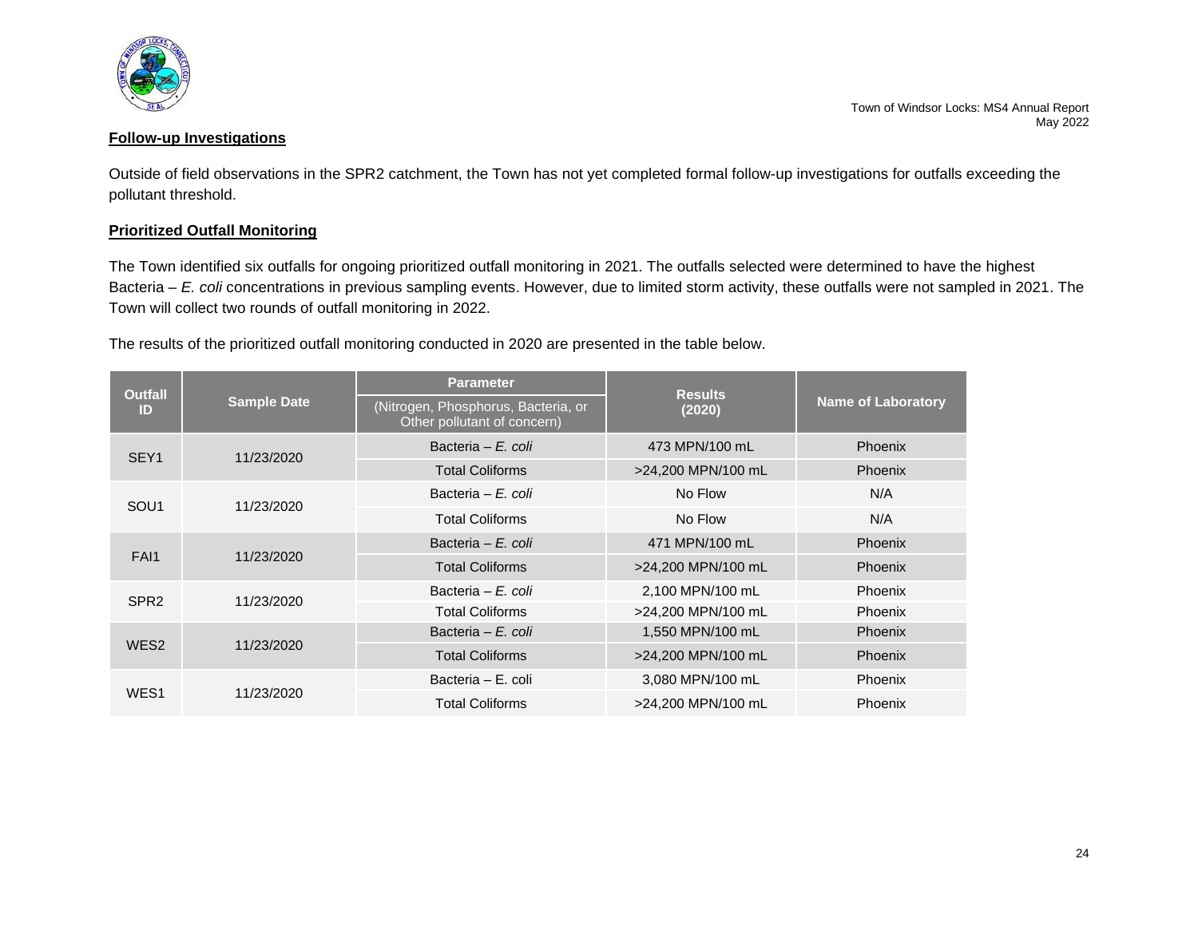**Follow-up Investigations**

Outside of field observations in the SPR2 catchment, the Town has not yet completed formal follow-up investigations for outfalls exceeding the pollutant threshold.

**Prioritized Outfall Monitoring**

The Town identified six outfalls for ongoing prioritized outfall monitoring in 2021. The outfalls selected were determined to have the highest Bacteria – *E. coli* concentrations in previous sampling events. However, due to limited storm activity, these outfalls were not sampled in 2021. The Town will collect two rounds of outfall monitoring in 2022.

The results of the prioritized outfall monitoring conducted in 2020 are presented in the table below.

| Outfall ID | Sample Date | Parameter (Nitrogen, Phosphorus, Bacteria, or Other pollutant of concern) | Results (2020) | Name of Laboratory |
|---|---|---|---|---|
| SEY1 | 11/23/2020 | Bacteria – *E. coli* | 473 MPN/100 mL | Phoenix |
| | | Total Coliforms | >24,200 MPN/100 mL | Phoenix |
| SOU1 | 11/23/2020 | Bacteria – *E. coli* | No Flow | N/A |
| | | Total Coliforms | No Flow | N/A |
| FAI1 | 11/23/2020 | Bacteria – *E. coli* | 471 MPN/100 mL | Phoenix |
| | | Total Coliforms | >24,200 MPN/100 mL | Phoenix |
| SPR2 | 11/23/2020 | Bacteria – *E. coli* | 2,100 MPN/100 mL | Phoenix |
| | | Total Coliforms | >24,200 MPN/100 mL | Phoenix |
| WES2 | 11/23/2020 | Bacteria – *E. coli* | 1,550 MPN/100 mL | Phoenix |
| | | Total Coliforms | >24,200 MPN/100 mL | Phoenix |
| WES1 | 11/23/2020 | Bacteria – E. coli | 3,080 MPN/100 mL | Phoenix |
| | | Total Coliforms | >24,200 MPN/100 mL | Phoenix |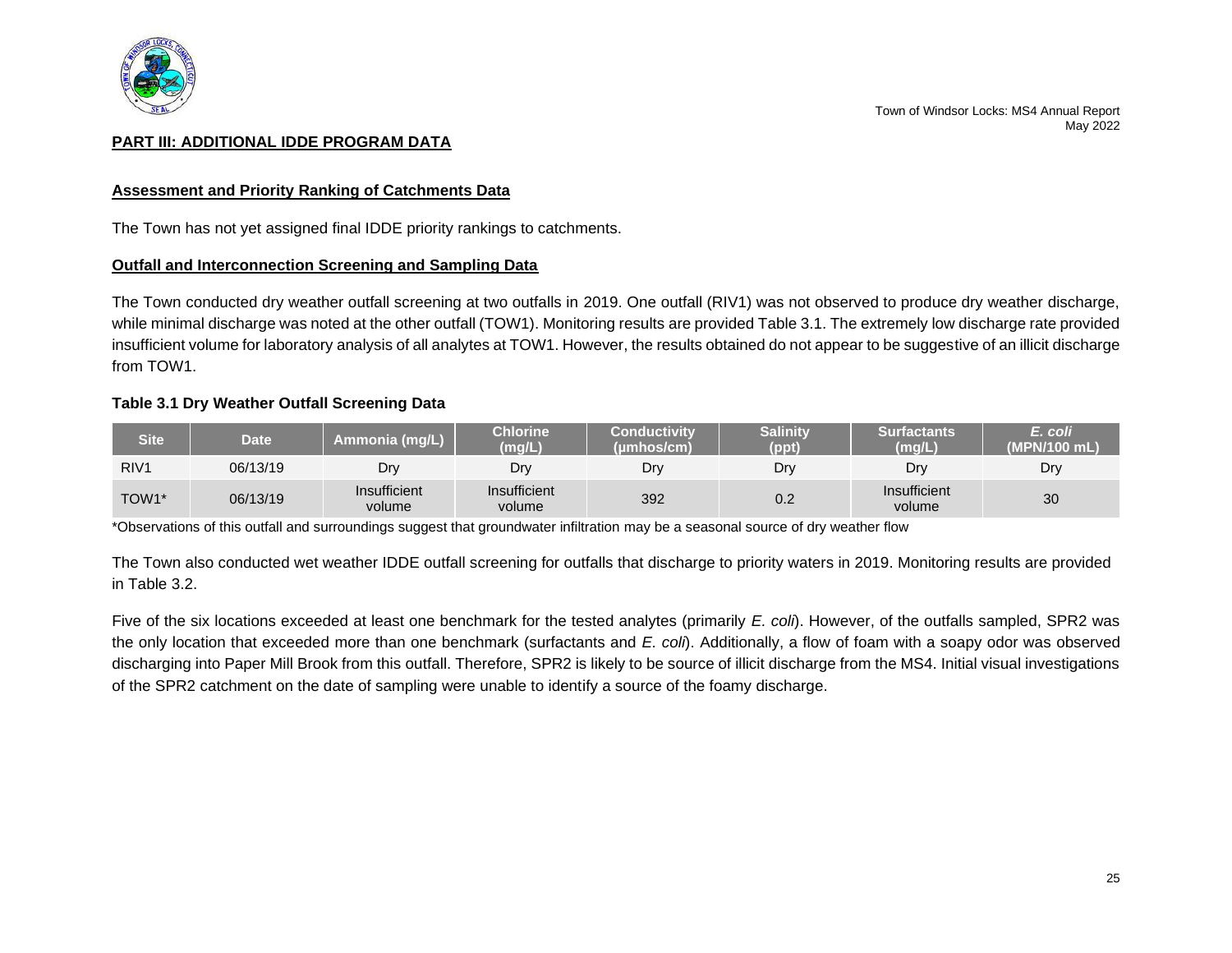## PART III: ADDITIONAL IDDE PROGRAM DATA

### Assessment and Priority Ranking of Catchments Data

The Town has not yet assigned final IDDE priority rankings to catchments.

### Outfall and Interconnection Screening and Sampling Data

The Town conducted dry weather outfall screening at two outfalls in 2019. One outfall (RIV1) was not observed to produce dry weather discharge, while minimal discharge was noted at the other outfall (TOW1). Monitoring results are provided Table 3.1. The extremely low discharge rate provided insufficient volume for laboratory analysis of all analytes at TOW1. However, the results obtained do not appear to be suggestive of an illicit discharge from TOW1.

**Table 3.1 Dry Weather Outfall Screening Data**

| Site | Date | Ammonia (mg/L) | Chlorine (mg/L) | Conductivity (µmhos/cm) | Salinity (ppt) | Surfactants (mg/L) | *E. coli* (MPN/100 mL) |
|---|---|---|---|---|---|---|---|
| RIV1 | 06/13/19 | Dry | Dry | Dry | Dry | Dry | Dry |
| TOW1* | 06/13/19 | Insufficient volume | Insufficient volume | 392 | 0.2 | Insufficient volume | 30 |

*Observations of this outfall and surroundings suggest that groundwater infiltration may be a seasonal source of dry weather flow

The Town also conducted wet weather IDDE outfall screening for outfalls that discharge to priority waters in 2019. Monitoring results are provided in Table 3.2.

Five of the six locations exceeded at least one benchmark for the tested analytes (primarily *E. coli*). However, of the outfalls sampled, SPR2 was the only location that exceeded more than one benchmark (surfactants and *E. coli*). Additionally, a flow of foam with a soapy odor was observed discharging into Paper Mill Brook from this outfall. Therefore, SPR2 is likely to be source of illicit discharge from the MS4. Initial visual investigations of the SPR2 catchment on the date of sampling were unable to identify a source of the foamy discharge.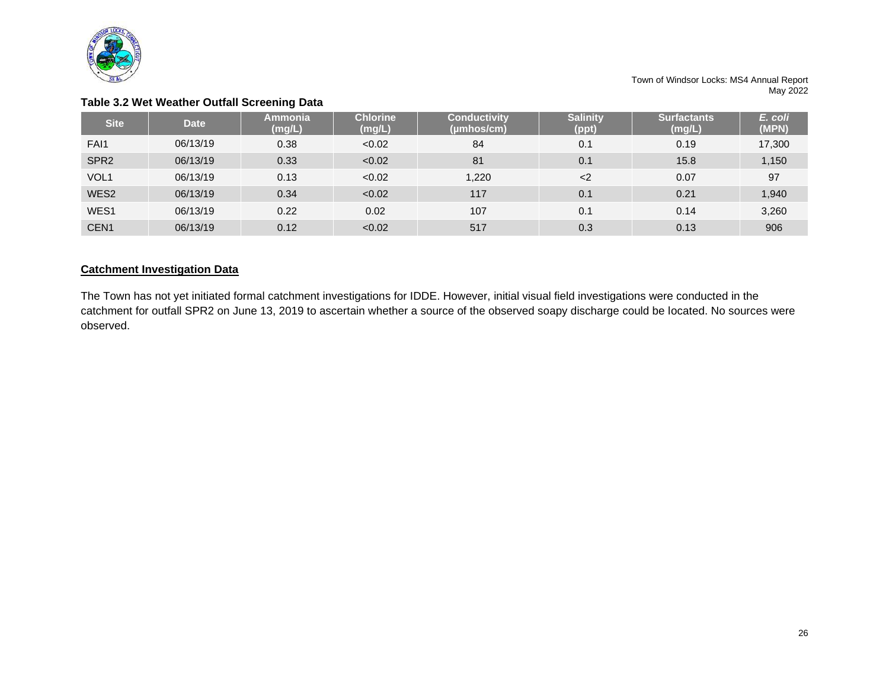**Table 3.2 Wet Weather Outfall Screening Data**

| Site | Date | Ammonia (mg/L) | Chlorine (mg/L) | Conductivity (μmhos/cm) | Salinity (ppt) | Surfactants (mg/L) | *E. coli* (MPN) |
|---|---|---|---|---|---|---|---|
| FAI1 | 06/13/19 | 0.38 | <0.02 | 84 | 0.1 | 0.19 | 17,300 |
| SPR2 | 06/13/19 | 0.33 | <0.02 | 81 | 0.1 | 15.8 | 1,150 |
| VOL1 | 06/13/19 | 0.13 | <0.02 | 1,220 | <2 | 0.07 | 97 |
| WES2 | 06/13/19 | 0.34 | <0.02 | 117 | 0.1 | 0.21 | 1,940 |
| WES1 | 06/13/19 | 0.22 | 0.02 | 107 | 0.1 | 0.14 | 3,260 |
| CEN1 | 06/13/19 | 0.12 | <0.02 | 517 | 0.3 | 0.13 | 906 |

## Catchment Investigation Data

The Town has not yet initiated formal catchment investigations for IDDE. However, initial visual field investigations were conducted in the catchment for outfall SPR2 on June 13, 2019 to ascertain whether a source of the observed soapy discharge could be located. No sources were observed.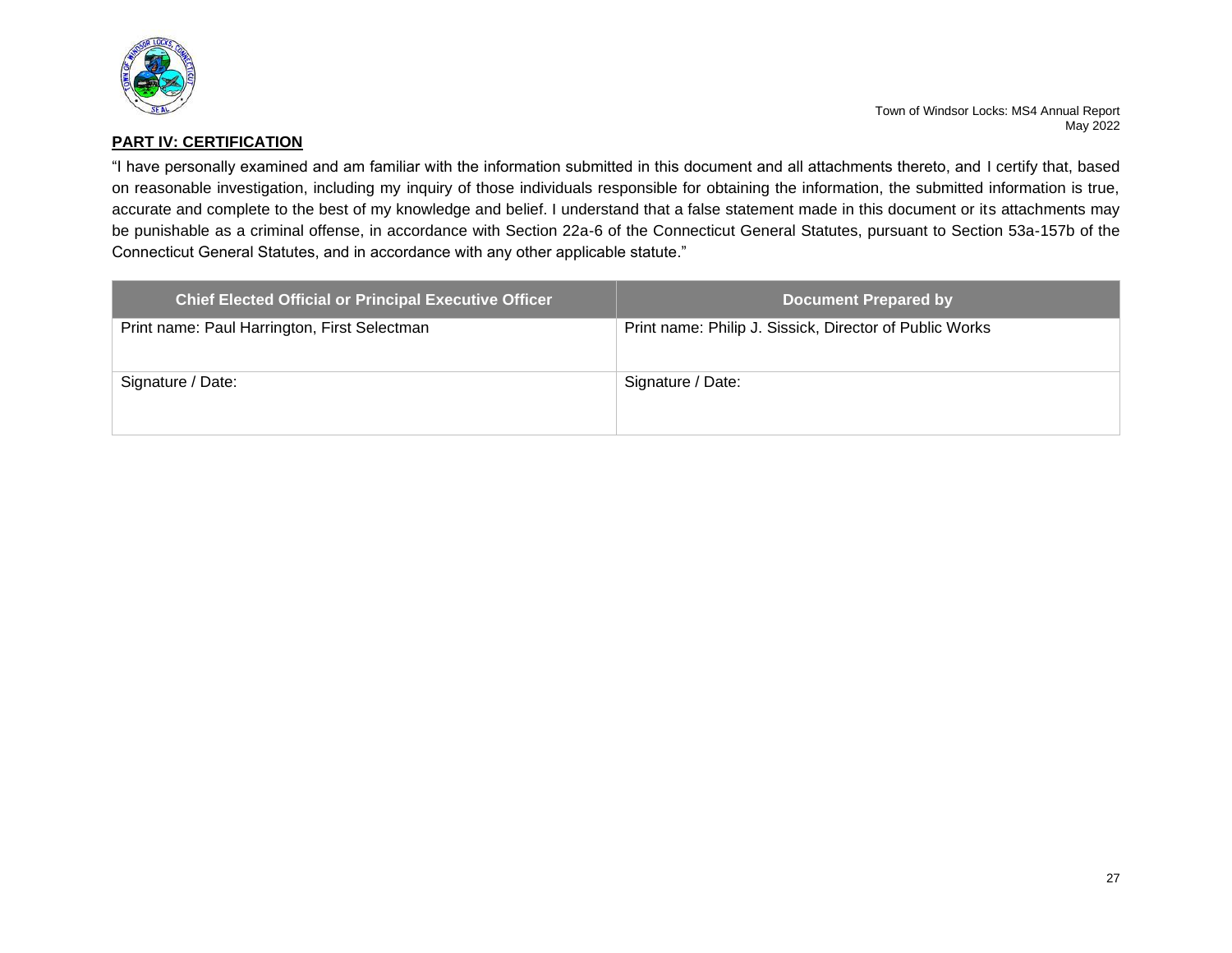**PART IV: CERTIFICATION**

"I have personally examined and am familiar with the information submitted in this document and all attachments thereto, and I certify that, based on reasonable investigation, including my inquiry of those individuals responsible for obtaining the information, the submitted information is true, accurate and complete to the best of my knowledge and belief. I understand that a false statement made in this document or its attachments may be punishable as a criminal offense, in accordance with Section 22a-6 of the Connecticut General Statutes, pursuant to Section 53a-157b of the Connecticut General Statutes, and in accordance with any other applicable statute."

| Chief Elected Official or Principal Executive Officer | Document Prepared by |
|---|---|
| Print name: Paul Harrington, First Selectman | Print name: Philip J. Sissick, Director of Public Works |
| Signature / Date: | Signature / Date: |